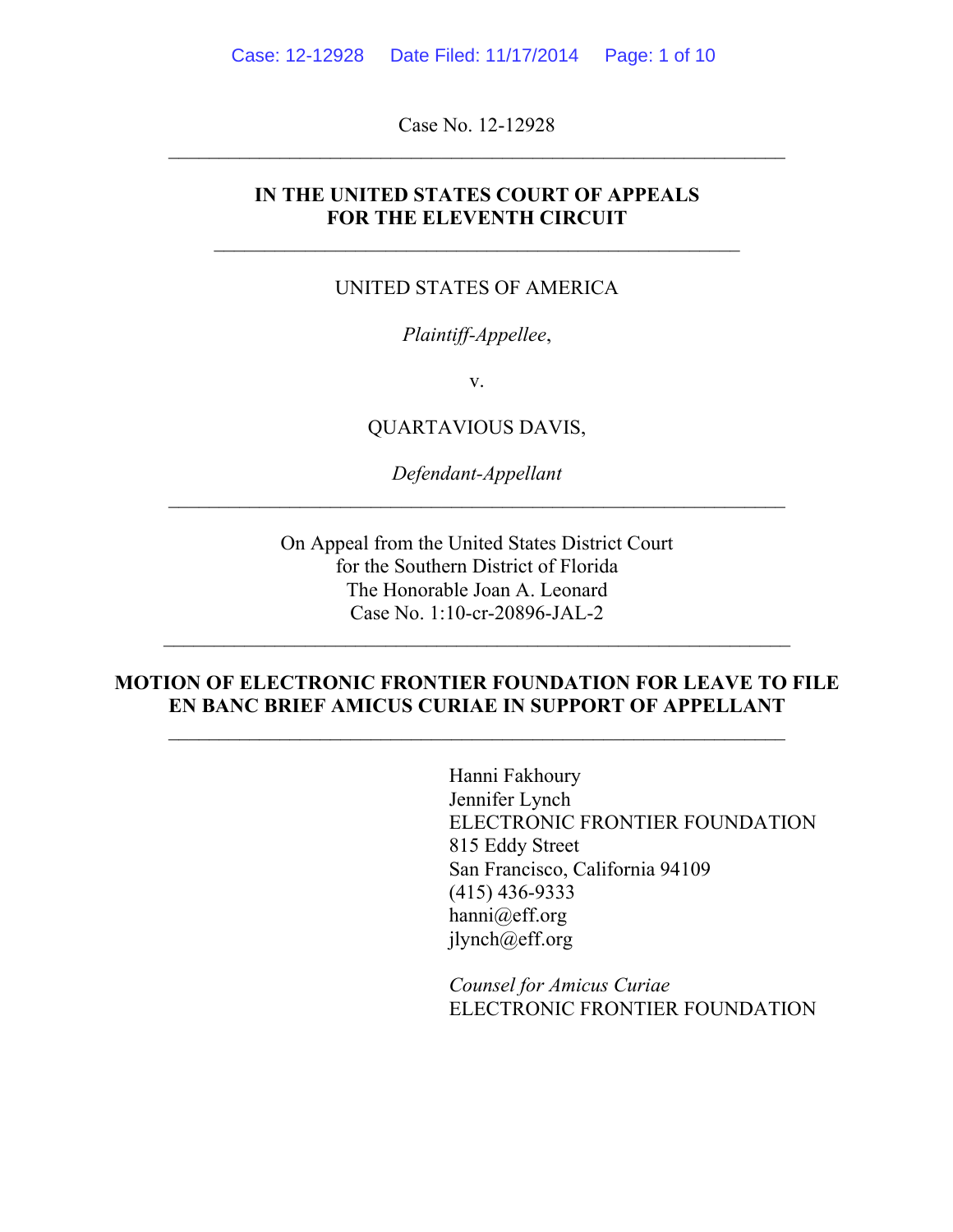Case No. 12-12928

---

**IN THE UNITED STATES COURT OF APPEALS**
**FOR THE ELEVENTH CIRCUIT**

---

UNITED STATES OF AMERICA

*Plaintiff-Appellee*,

v.

QUARTAVIOUS DAVIS,

*Defendant-Appellant*

---

On Appeal from the United States District Court
for the Southern District of Florida
The Honorable Joan A. Leonard
Case No. 1:10-cr-20896-JAL-2

---

**MOTION OF ELECTRONIC FRONTIER FOUNDATION FOR LEAVE TO FILE EN BANC BRIEF AMICUS CURIAE IN SUPPORT OF APPELLANT**

---

Hanni Fakhoury
Jennifer Lynch
ELECTRONIC FRONTIER FOUNDATION
815 Eddy Street
San Francisco, California 94109
(415) 436-9333
hanni@eff.org
jlynch@eff.org

*Counsel for Amicus Curiae*
ELECTRONIC FRONTIER FOUNDATION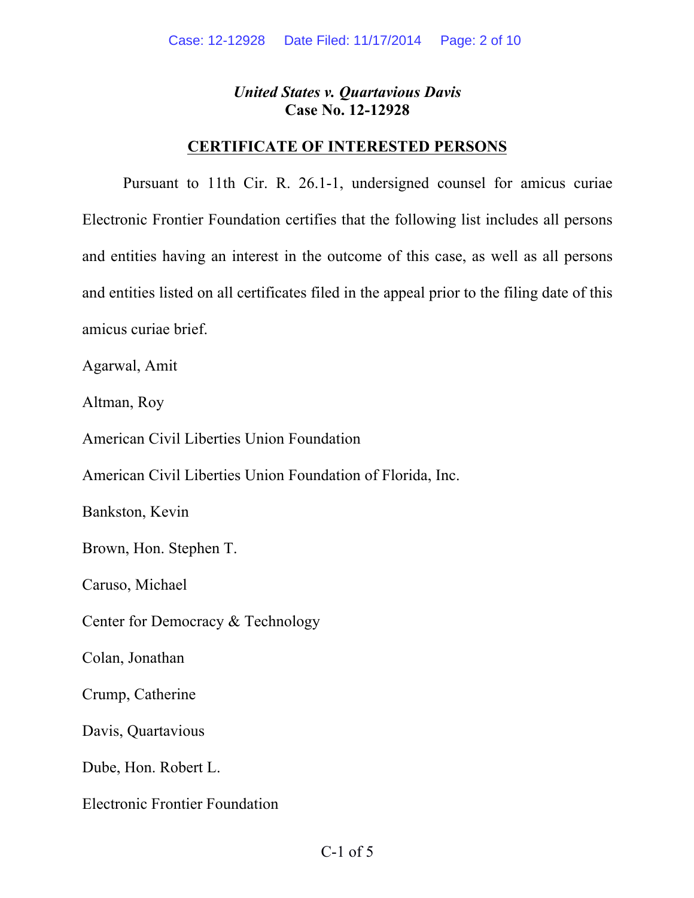*United States v. Quartavious Davis*
**Case No. 12-12928**

**CERTIFICATE OF INTERESTED PERSONS**

Pursuant to 11th Cir. R. 26.1-1, undersigned counsel for amicus curiae Electronic Frontier Foundation certifies that the following list includes all persons and entities having an interest in the outcome of this case, as well as all persons and entities listed on all certificates filed in the appeal prior to the filing date of this amicus curiae brief.

Agarwal, Amit

Altman, Roy

American Civil Liberties Union Foundation

American Civil Liberties Union Foundation of Florida, Inc.

Bankston, Kevin

Brown, Hon. Stephen T.

Caruso, Michael

Center for Democracy & Technology

Colan, Jonathan

Crump, Catherine

Davis, Quartavious

Dube, Hon. Robert L.

Electronic Frontier Foundation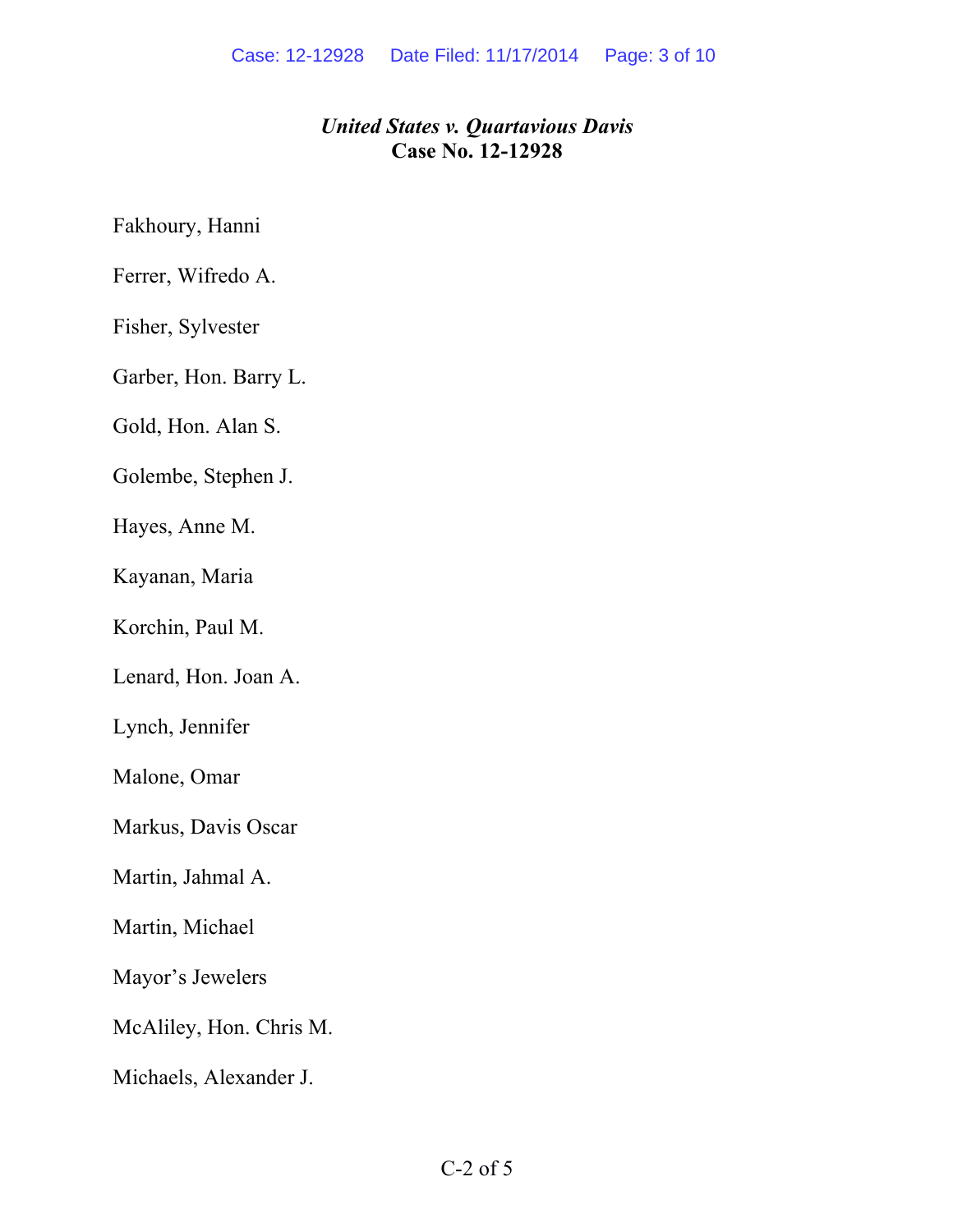***United States v. Quartavious Davis***
**Case No. 12-12928**

Fakhoury, Hanni

Ferrer, Wifredo A.

Fisher, Sylvester

Garber, Hon. Barry L.

Gold, Hon. Alan S.

Golembe, Stephen J.

Hayes, Anne M.

Kayanan, Maria

Korchin, Paul M.

Lenard, Hon. Joan A.

Lynch, Jennifer

Malone, Omar

Markus, Davis Oscar

Martin, Jahmal A.

Martin, Michael

Mayor's Jewelers

McAliley, Hon. Chris M.

Michaels, Alexander J.

C-2 of 5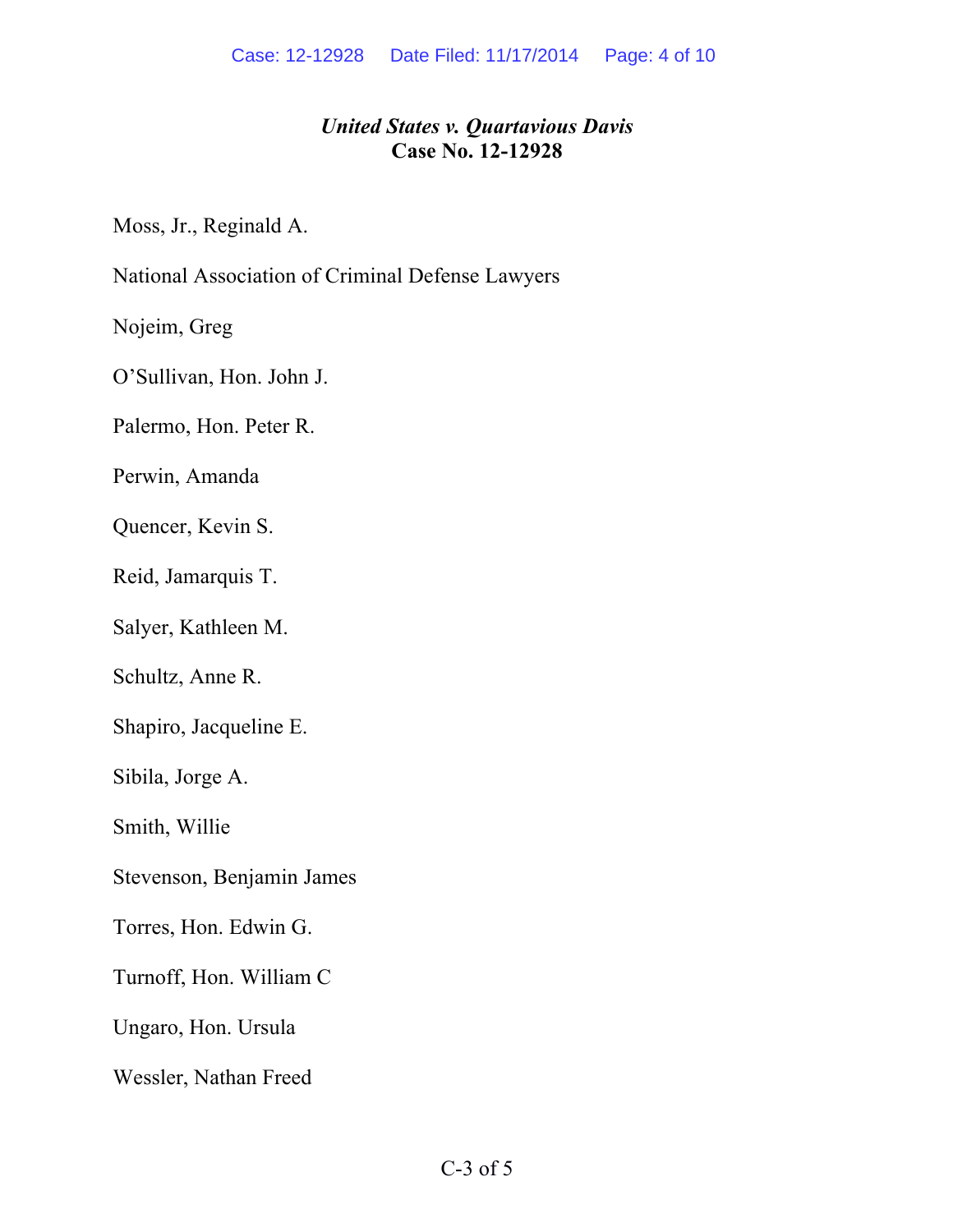*United States v. Quartavious Davis*
**Case No. 12-12928**

Moss, Jr., Reginald A.

National Association of Criminal Defense Lawyers

Nojeim, Greg

O'Sullivan, Hon. John J.

Palermo, Hon. Peter R.

Perwin, Amanda

Quencer, Kevin S.

Reid, Jamarquis T.

Salyer, Kathleen M.

Schultz, Anne R.

Shapiro, Jacqueline E.

Sibila, Jorge A.

Smith, Willie

Stevenson, Benjamin James

Torres, Hon. Edwin G.

Turnoff, Hon. William C

Ungaro, Hon. Ursula

Wessler, Nathan Freed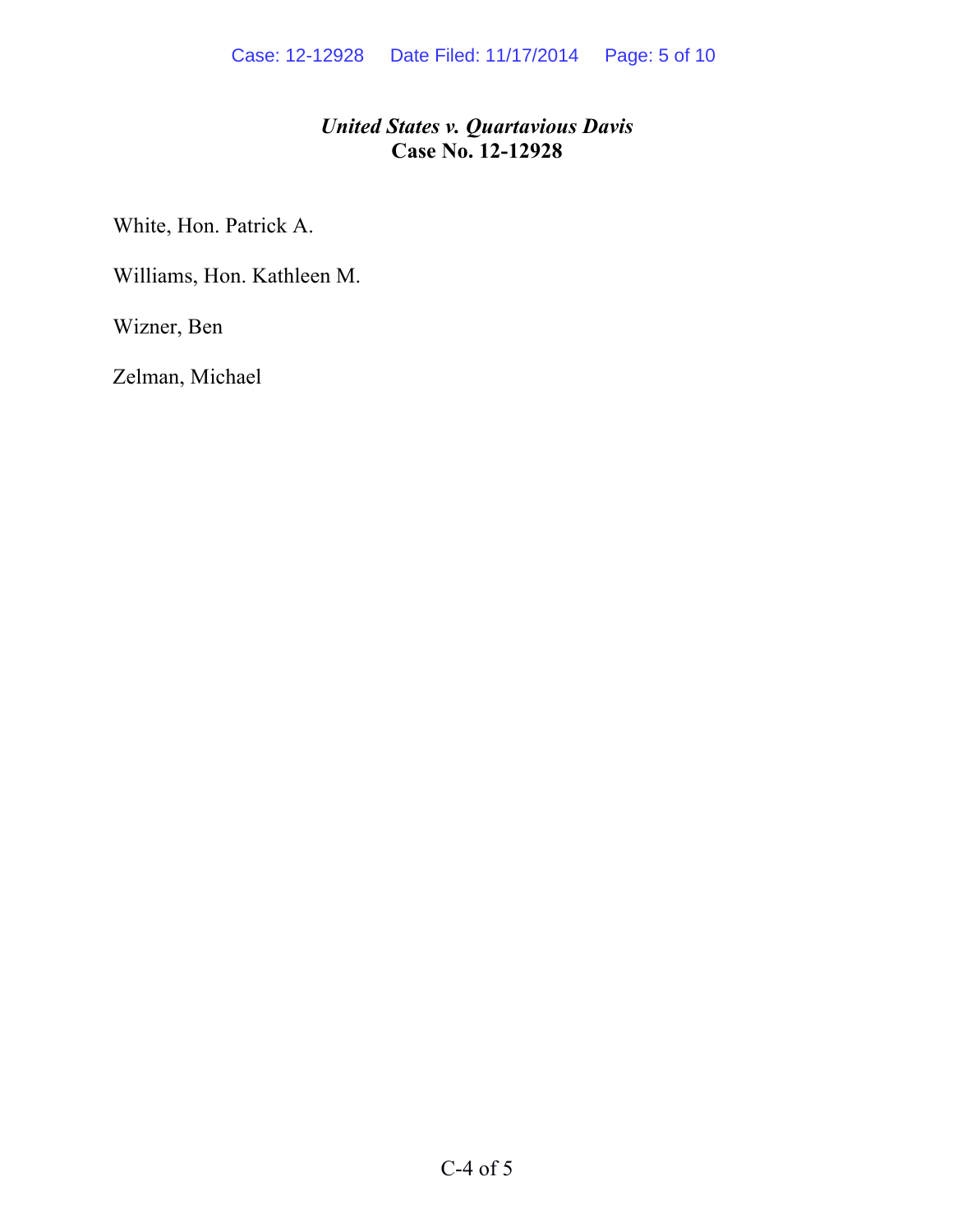*United States v. Quartavious Davis*
**Case No. 12-12928**

White, Hon. Patrick A.

Williams, Hon. Kathleen M.

Wizner, Ben

Zelman, Michael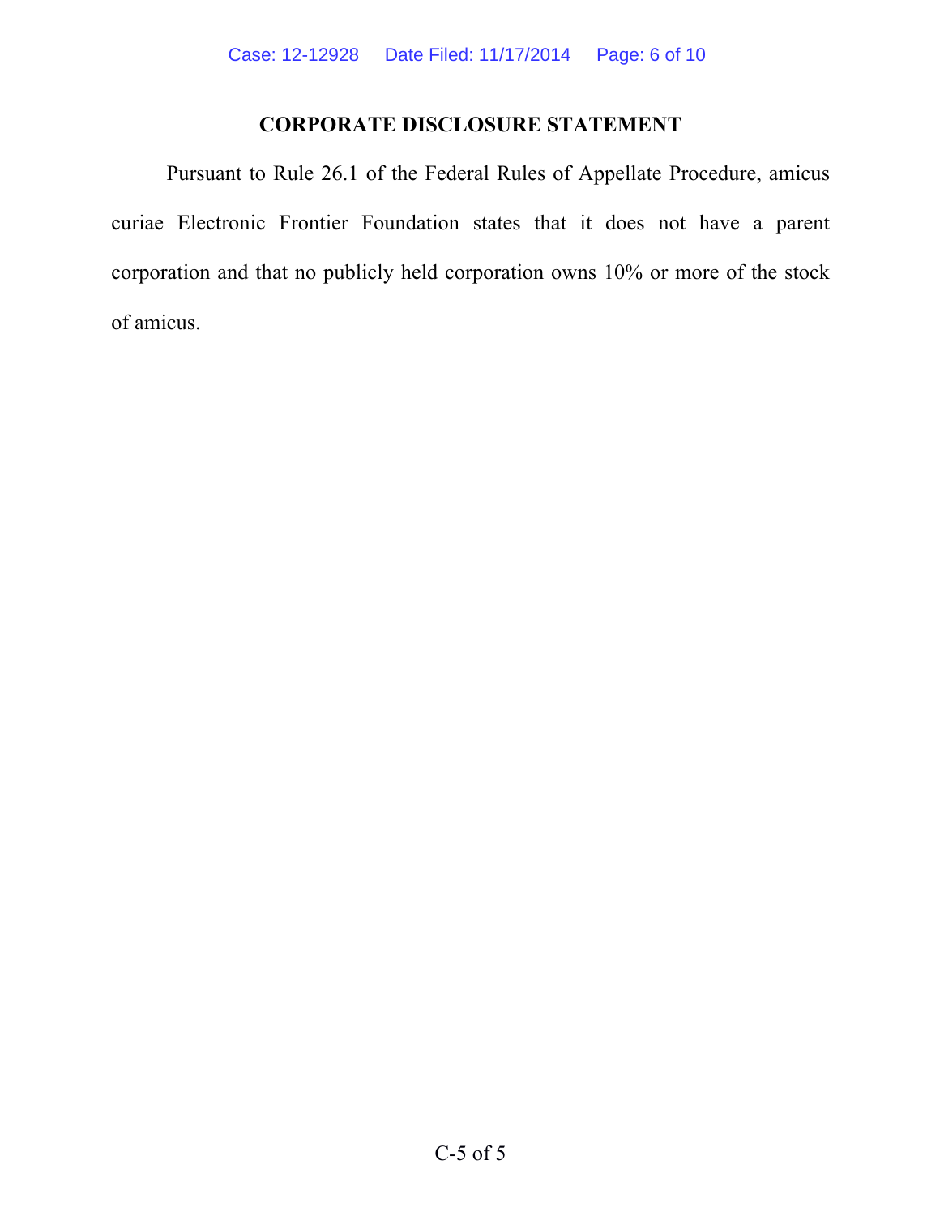# CORPORATE DISCLOSURE STATEMENT

Pursuant to Rule 26.1 of the Federal Rules of Appellate Procedure, amicus curiae Electronic Frontier Foundation states that it does not have a parent corporation and that no publicly held corporation owns 10% or more of the stock of amicus.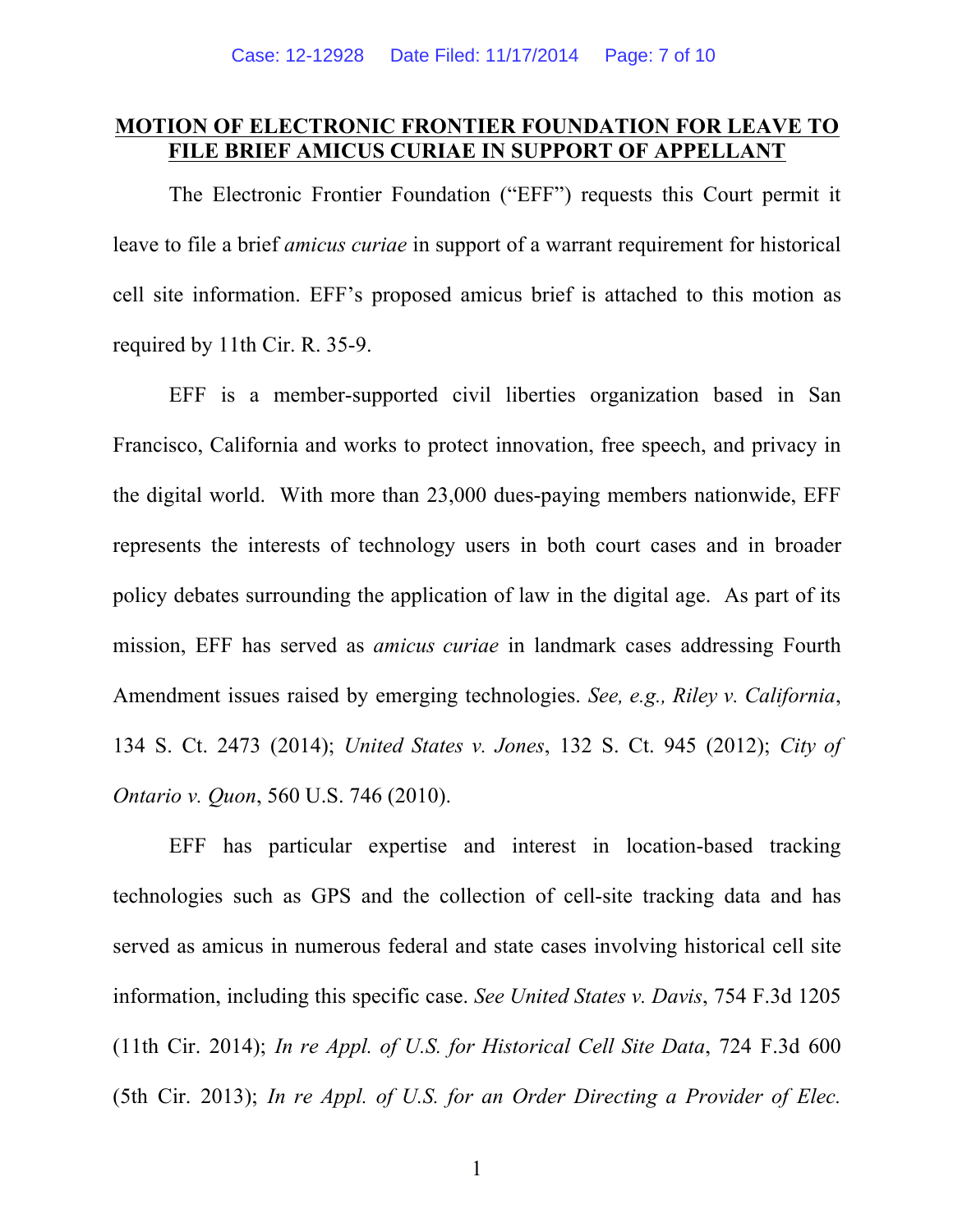**MOTION OF ELECTRONIC FRONTIER FOUNDATION FOR LEAVE TO FILE BRIEF AMICUS CURIAE IN SUPPORT OF APPELLANT**

The Electronic Frontier Foundation ("EFF") requests this Court permit it leave to file a brief *amicus curiae* in support of a warrant requirement for historical cell site information. EFF's proposed amicus brief is attached to this motion as required by 11th Cir. R. 35-9.

EFF is a member-supported civil liberties organization based in San Francisco, California and works to protect innovation, free speech, and privacy in the digital world. With more than 23,000 dues-paying members nationwide, EFF represents the interests of technology users in both court cases and in broader policy debates surrounding the application of law in the digital age. As part of its mission, EFF has served as *amicus curiae* in landmark cases addressing Fourth Amendment issues raised by emerging technologies. *See, e.g., Riley v. California*, 134 S. Ct. 2473 (2014); *United States v. Jones*, 132 S. Ct. 945 (2012); *City of Ontario v. Quon*, 560 U.S. 746 (2010).

EFF has particular expertise and interest in location-based tracking technologies such as GPS and the collection of cell-site tracking data and has served as amicus in numerous federal and state cases involving historical cell site information, including this specific case. *See United States v. Davis*, 754 F.3d 1205 (11th Cir. 2014); *In re Appl. of U.S. for Historical Cell Site Data*, 724 F.3d 600 (5th Cir. 2013); *In re Appl. of U.S. for an Order Directing a Provider of Elec.*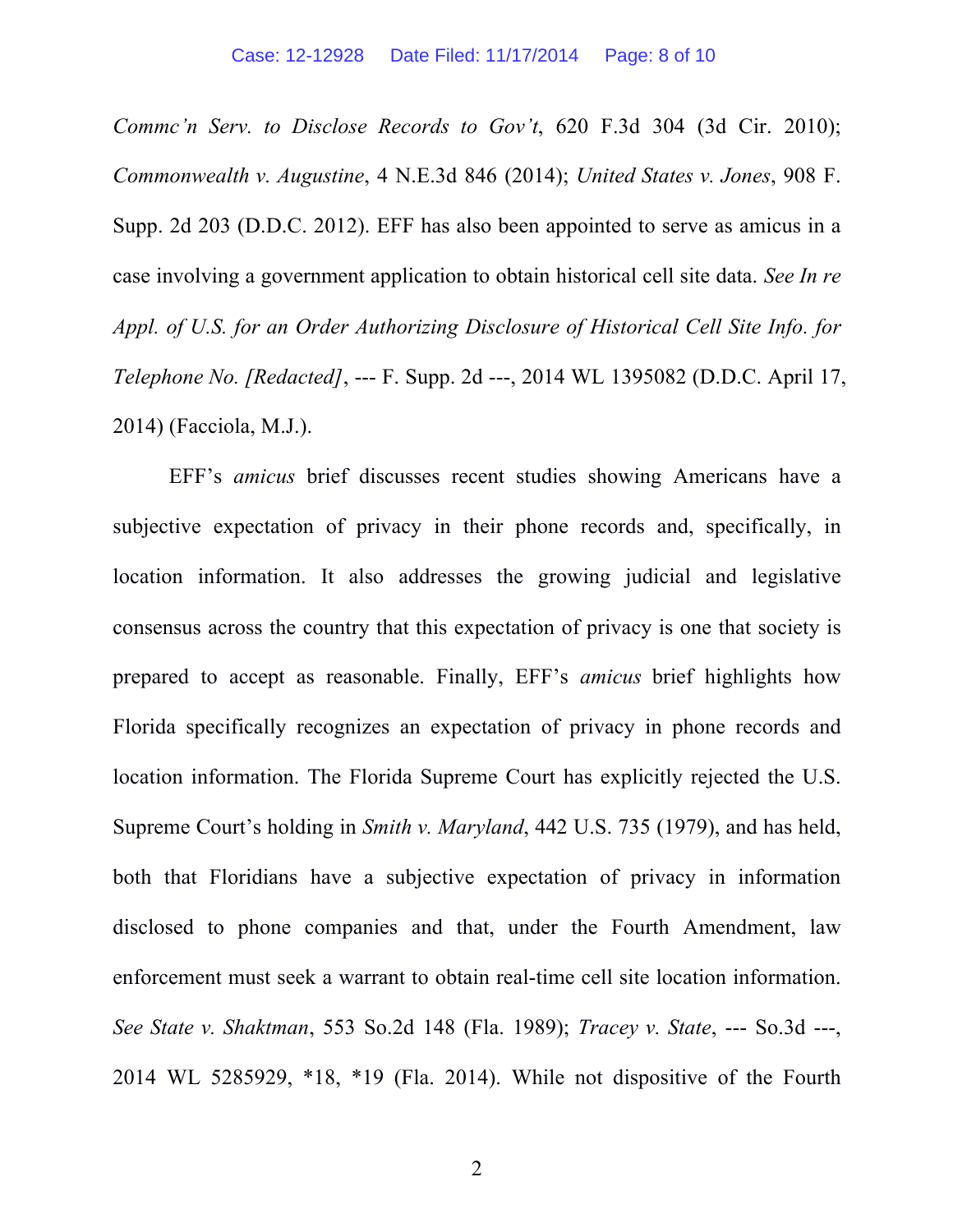*Commc'n Serv. to Disclose Records to Gov't*, 620 F.3d 304 (3d Cir. 2010); *Commonwealth v. Augustine*, 4 N.E.3d 846 (2014); *United States v. Jones*, 908 F. Supp. 2d 203 (D.D.C. 2012). EFF has also been appointed to serve as amicus in a case involving a government application to obtain historical cell site data. *See In re Appl. of U.S. for an Order Authorizing Disclosure of Historical Cell Site Info. for Telephone No. [Redacted]*, --- F. Supp. 2d ---, 2014 WL 1395082 (D.D.C. April 17, 2014) (Facciola, M.J.).

EFF's *amicus* brief discusses recent studies showing Americans have a subjective expectation of privacy in their phone records and, specifically, in location information. It also addresses the growing judicial and legislative consensus across the country that this expectation of privacy is one that society is prepared to accept as reasonable. Finally, EFF's *amicus* brief highlights how Florida specifically recognizes an expectation of privacy in phone records and location information. The Florida Supreme Court has explicitly rejected the U.S. Supreme Court's holding in *Smith v. Maryland*, 442 U.S. 735 (1979), and has held, both that Floridians have a subjective expectation of privacy in information disclosed to phone companies and that, under the Fourth Amendment, law enforcement must seek a warrant to obtain real-time cell site location information. *See State v. Shaktman*, 553 So.2d 148 (Fla. 1989); *Tracey v. State*, --- So.3d ---, 2014 WL 5285929, *18, *19 (Fla. 2014). While not dispositive of the Fourth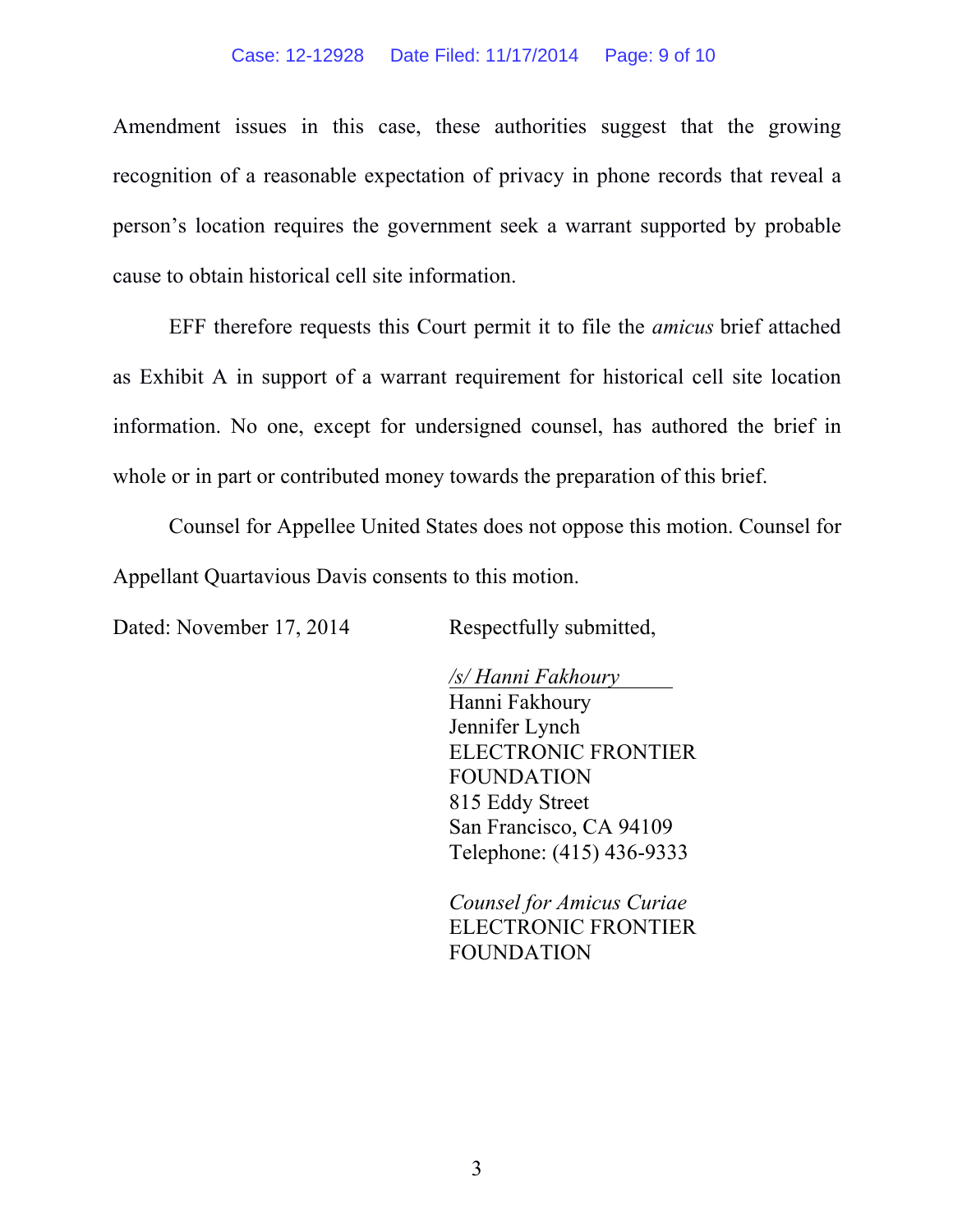Amendment issues in this case, these authorities suggest that the growing recognition of a reasonable expectation of privacy in phone records that reveal a person's location requires the government seek a warrant supported by probable cause to obtain historical cell site information.

EFF therefore requests this Court permit it to file the *amicus* brief attached as Exhibit A in support of a warrant requirement for historical cell site location information. No one, except for undersigned counsel, has authored the brief in whole or in part or contributed money towards the preparation of this brief.

Counsel for Appellee United States does not oppose this motion. Counsel for Appellant Quartavious Davis consents to this motion.

Dated: November 17, 2014

Respectfully submitted,

*/s/ Hanni Fakhoury*
Hanni Fakhoury
Jennifer Lynch
ELECTRONIC FRONTIER FOUNDATION
815 Eddy Street
San Francisco, CA 94109
Telephone: (415) 436-9333

*Counsel for Amicus Curiae*
ELECTRONIC FRONTIER FOUNDATION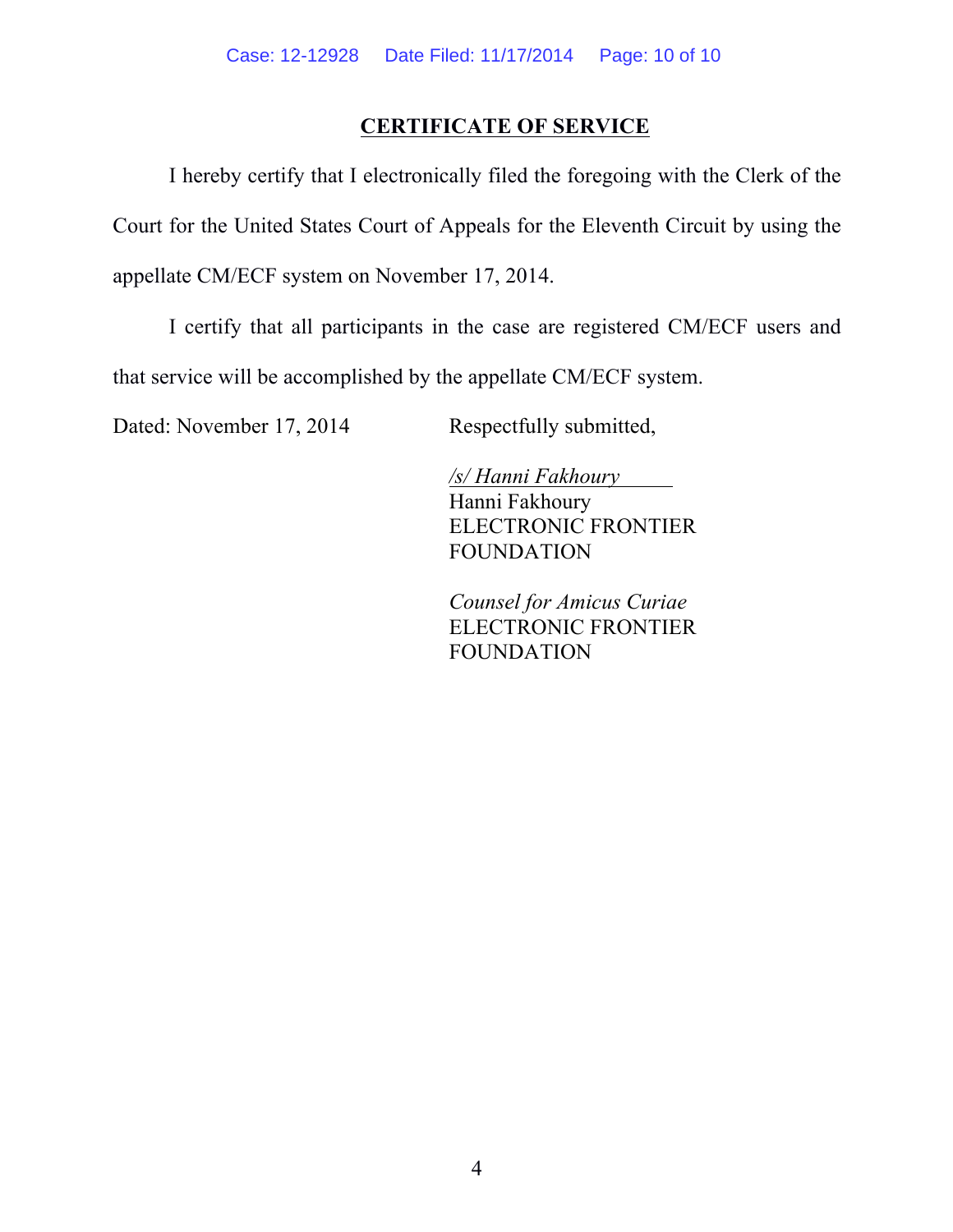## CERTIFICATE OF SERVICE

I hereby certify that I electronically filed the foregoing with the Clerk of the Court for the United States Court of Appeals for the Eleventh Circuit by using the appellate CM/ECF system on November 17, 2014.

I certify that all participants in the case are registered CM/ECF users and that service will be accomplished by the appellate CM/ECF system.

Dated: November 17, 2014

Respectfully submitted,

*/s/ Hanni Fakhoury*
Hanni Fakhoury
ELECTRONIC FRONTIER FOUNDATION

*Counsel for Amicus Curiae*
ELECTRONIC FRONTIER FOUNDATION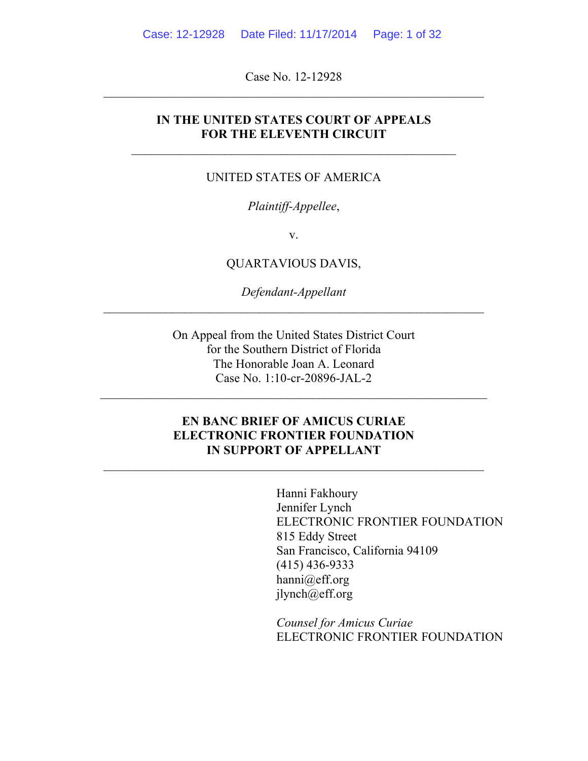Case No. 12-12928

---

**IN THE UNITED STATES COURT OF APPEALS**
**FOR THE ELEVENTH CIRCUIT**

---

UNITED STATES OF AMERICA

*Plaintiff-Appellee*,

v.

QUARTAVIOUS DAVIS,

*Defendant-Appellant*

---

On Appeal from the United States District Court
for the Southern District of Florida
The Honorable Joan A. Leonard
Case No. 1:10-cr-20896-JAL-2

---

**EN BANC BRIEF OF AMICUS CURIAE**
**ELECTRONIC FRONTIER FOUNDATION**
**IN SUPPORT OF APPELLANT**

---

Hanni Fakhoury
Jennifer Lynch
ELECTRONIC FRONTIER FOUNDATION
815 Eddy Street
San Francisco, California 94109
(415) 436-9333
hanni@eff.org
jlynch@eff.org

*Counsel for Amicus Curiae*
ELECTRONIC FRONTIER FOUNDATION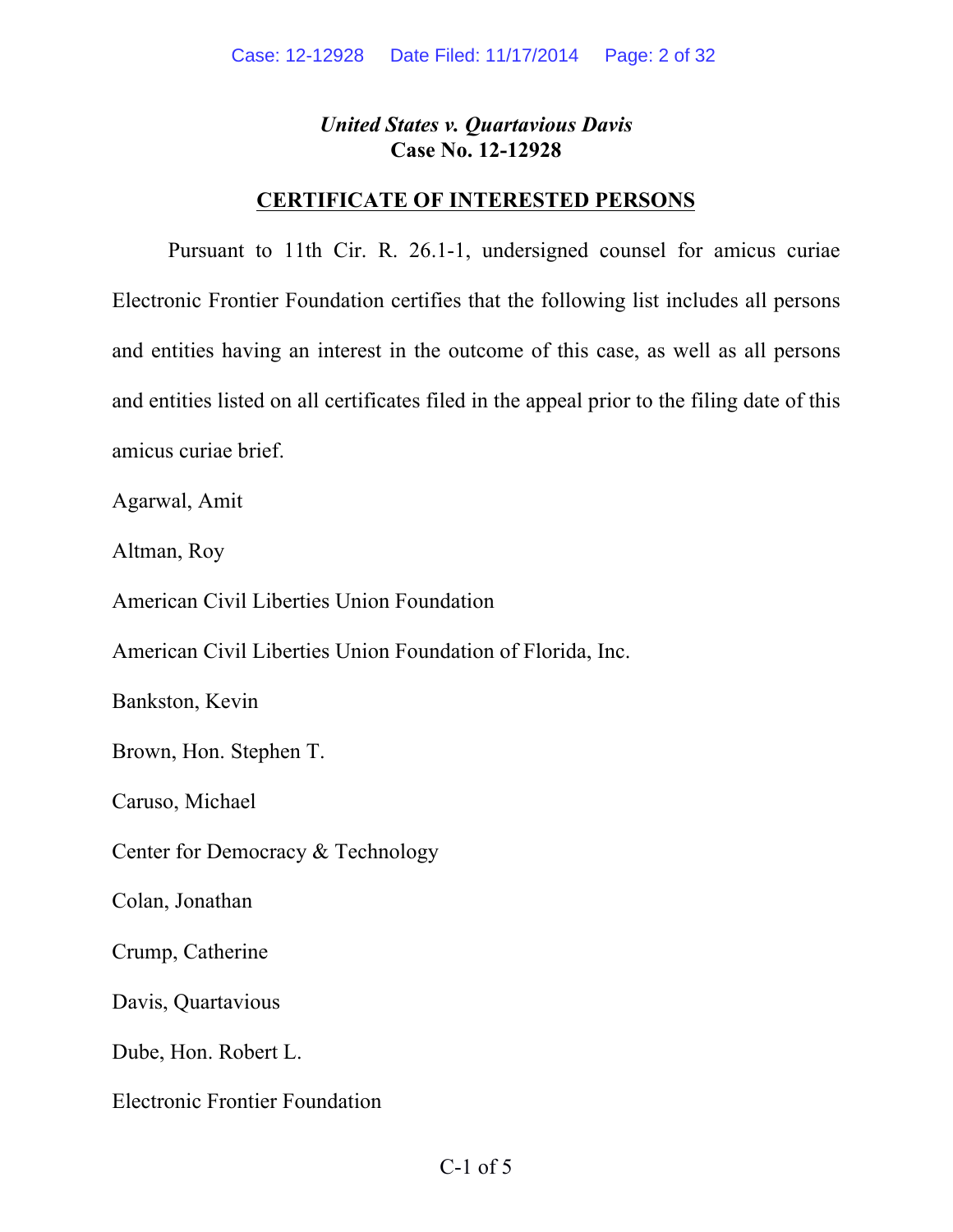*United States v. Quartavious Davis*
**Case No. 12-12928**

## CERTIFICATE OF INTERESTED PERSONS

Pursuant to 11th Cir. R. 26.1-1, undersigned counsel for amicus curiae Electronic Frontier Foundation certifies that the following list includes all persons and entities having an interest in the outcome of this case, as well as all persons and entities listed on all certificates filed in the appeal prior to the filing date of this amicus curiae brief.

Agarwal, Amit

Altman, Roy

American Civil Liberties Union Foundation

American Civil Liberties Union Foundation of Florida, Inc.

Bankston, Kevin

Brown, Hon. Stephen T.

Caruso, Michael

Center for Democracy & Technology

Colan, Jonathan

Crump, Catherine

Davis, Quartavious

Dube, Hon. Robert L.

Electronic Frontier Foundation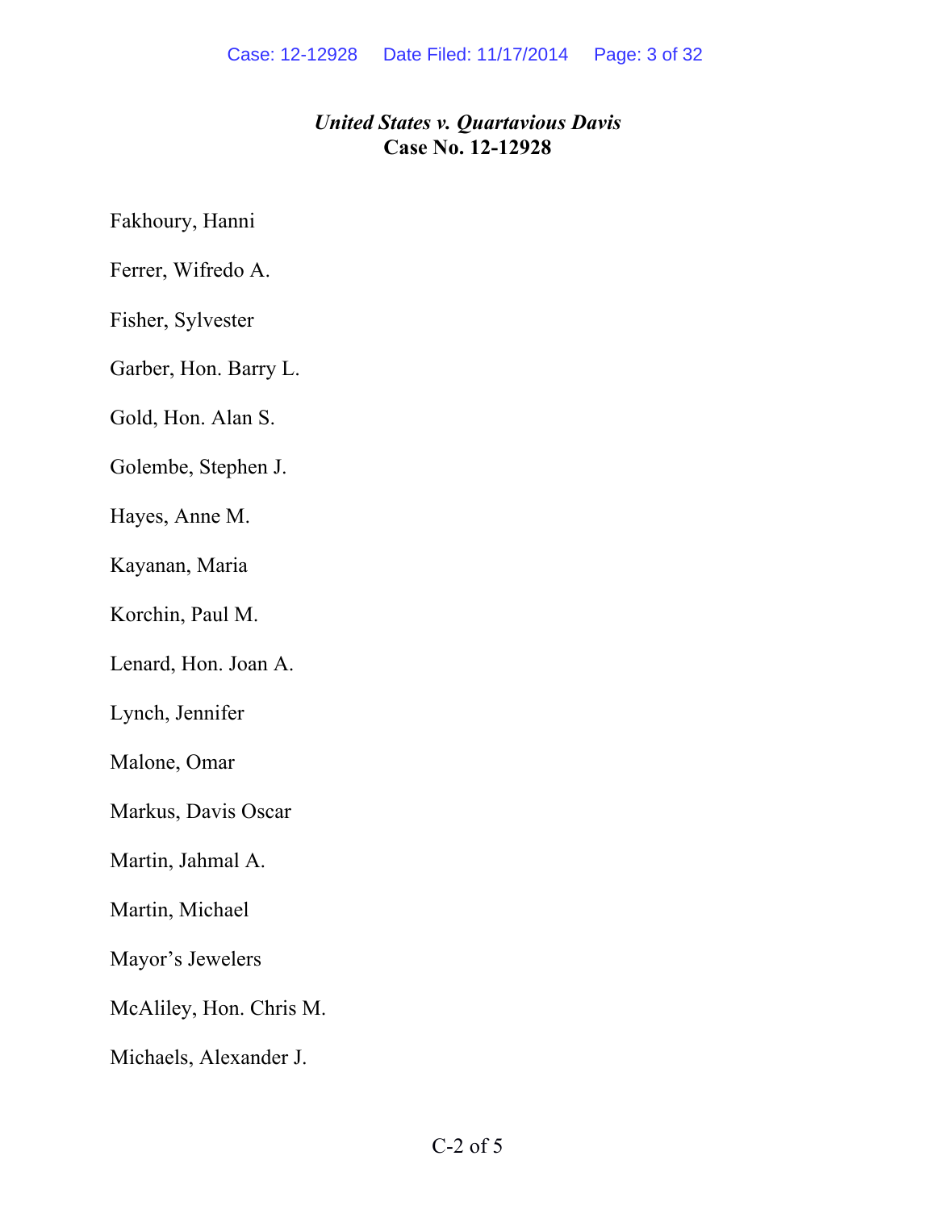***United States v. Quartavious Davis***
**Case No. 12-12928**

Fakhoury, Hanni

Ferrer, Wifredo A.

Fisher, Sylvester

Garber, Hon. Barry L.

Gold, Hon. Alan S.

Golembe, Stephen J.

Hayes, Anne M.

Kayanan, Maria

Korchin, Paul M.

Lenard, Hon. Joan A.

Lynch, Jennifer

Malone, Omar

Markus, Davis Oscar

Martin, Jahmal A.

Martin, Michael

Mayor's Jewelers

McAliley, Hon. Chris M.

Michaels, Alexander J.

C-2 of 5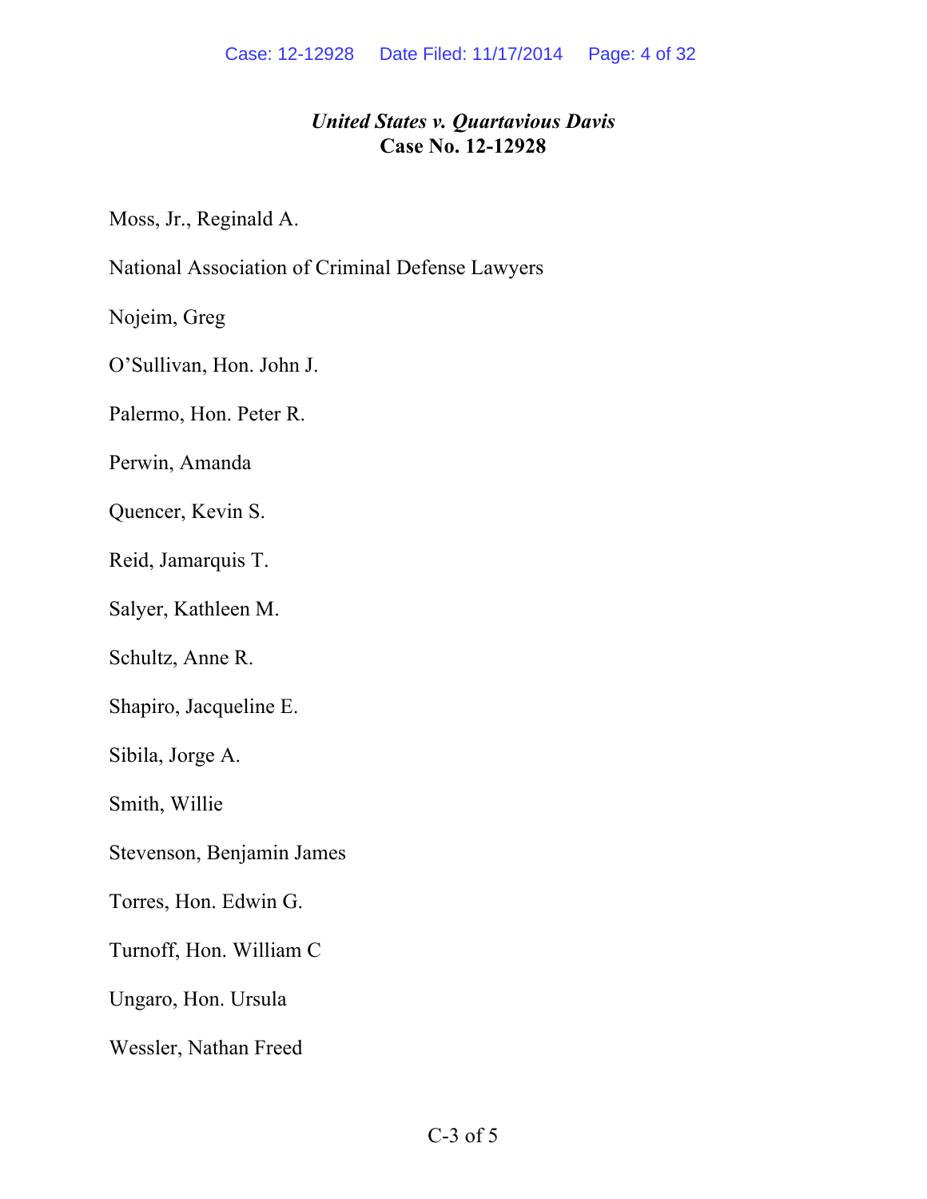***United States v. Quartavious Davis***
**Case No. 12-12928**

Moss, Jr., Reginald A.

National Association of Criminal Defense Lawyers

Nojeim, Greg

O'Sullivan, Hon. John J.

Palermo, Hon. Peter R.

Perwin, Amanda

Quencer, Kevin S.

Reid, Jamarquis T.

Salyer, Kathleen M.

Schultz, Anne R.

Shapiro, Jacqueline E.

Sibila, Jorge A.

Smith, Willie

Stevenson, Benjamin James

Torres, Hon. Edwin G.

Turnoff, Hon. William C

Ungaro, Hon. Ursula

Wessler, Nathan Freed

C-3 of 5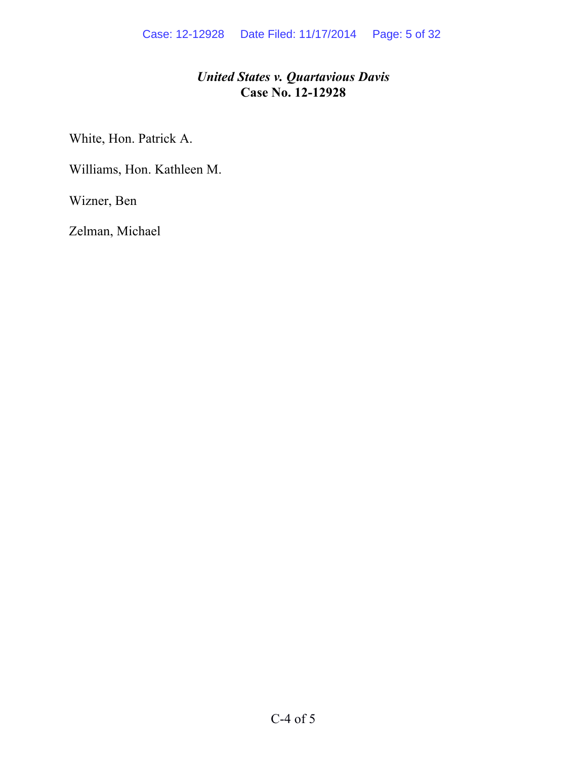White, Hon. Patrick A.

Williams, Hon. Kathleen M.

Wizner, Ben

Zelman, Michael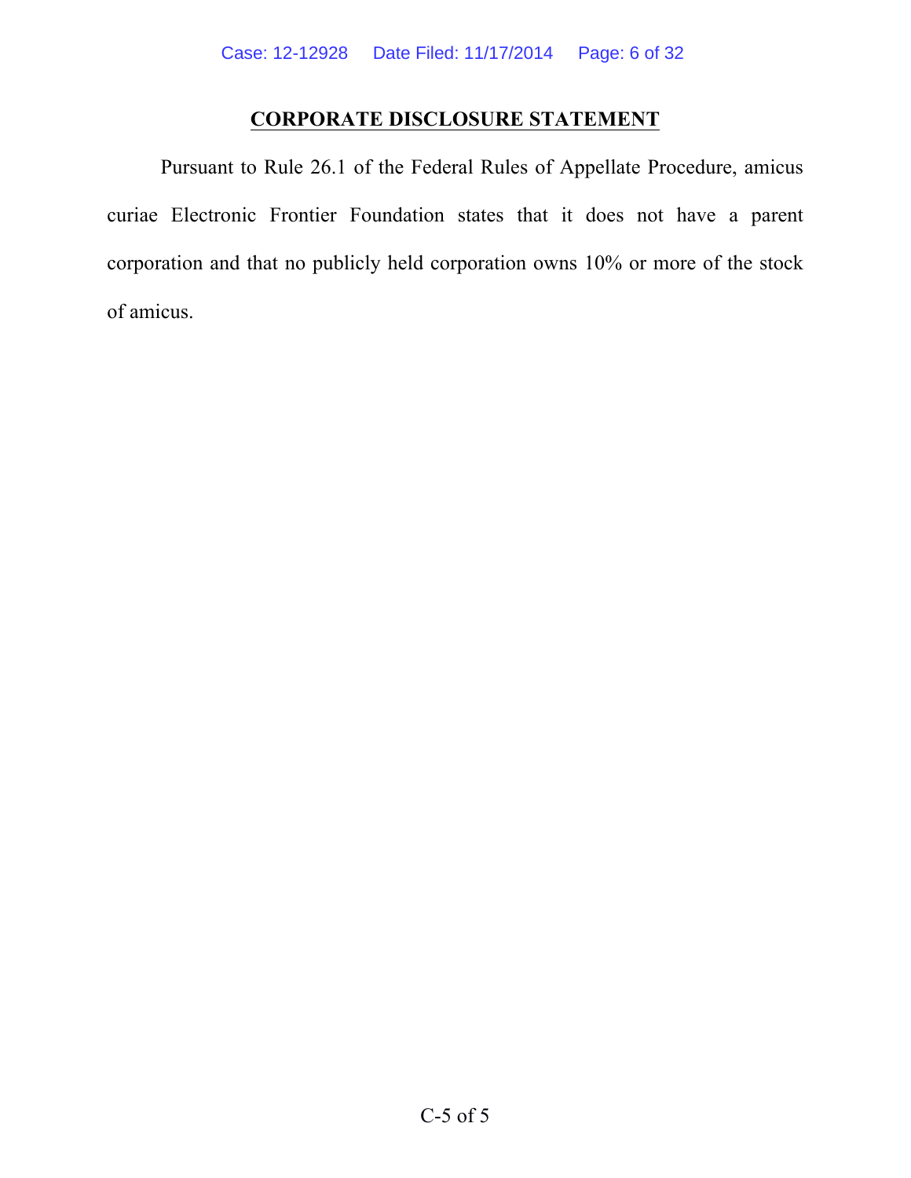# CORPORATE DISCLOSURE STATEMENT

Pursuant to Rule 26.1 of the Federal Rules of Appellate Procedure, amicus curiae Electronic Frontier Foundation states that it does not have a parent corporation and that no publicly held corporation owns 10% or more of the stock of amicus.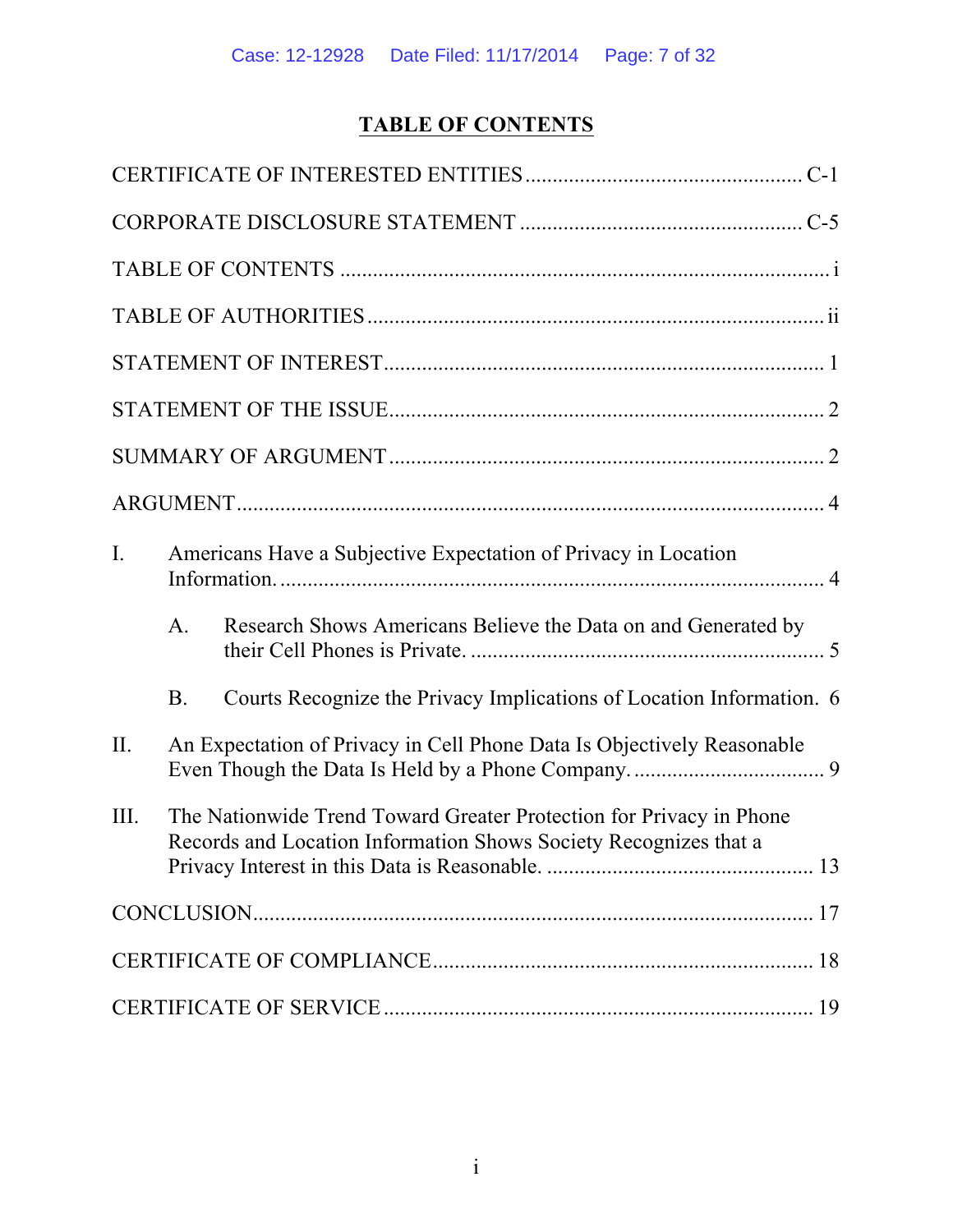# TABLE OF CONTENTS

CERTIFICATE OF INTERESTED ENTITIES .................................................. C-1

CORPORATE DISCLOSURE STATEMENT ................................................... C-5

TABLE OF CONTENTS ........................................................................................ i

TABLE OF AUTHORITIES ................................................................................. ii

STATEMENT OF INTEREST ............................................................................... 1

STATEMENT OF THE ISSUE .............................................................................. 2

SUMMARY OF ARGUMENT .............................................................................. 2

ARGUMENT .......................................................................................................... 4

I. Americans Have a Subjective Expectation of Privacy in Location Information. .................................................................................................. 4

  A. Research Shows Americans Believe the Data on and Generated by their Cell Phones is Private. ................................................................ 5

  B. Courts Recognize the Privacy Implications of Location Information. 6

II. An Expectation of Privacy in Cell Phone Data Is Objectively Reasonable Even Though the Data Is Held by a Phone Company. .................................. 9

III. The Nationwide Trend Toward Greater Protection for Privacy in Phone Records and Location Information Shows Society Recognizes that a Privacy Interest in this Data is Reasonable. ................................................ 13

CONCLUSION ..................................................................................................... 17

CERTIFICATE OF COMPLIANCE .................................................................... 18

CERTIFICATE OF SERVICE .............................................................................. 19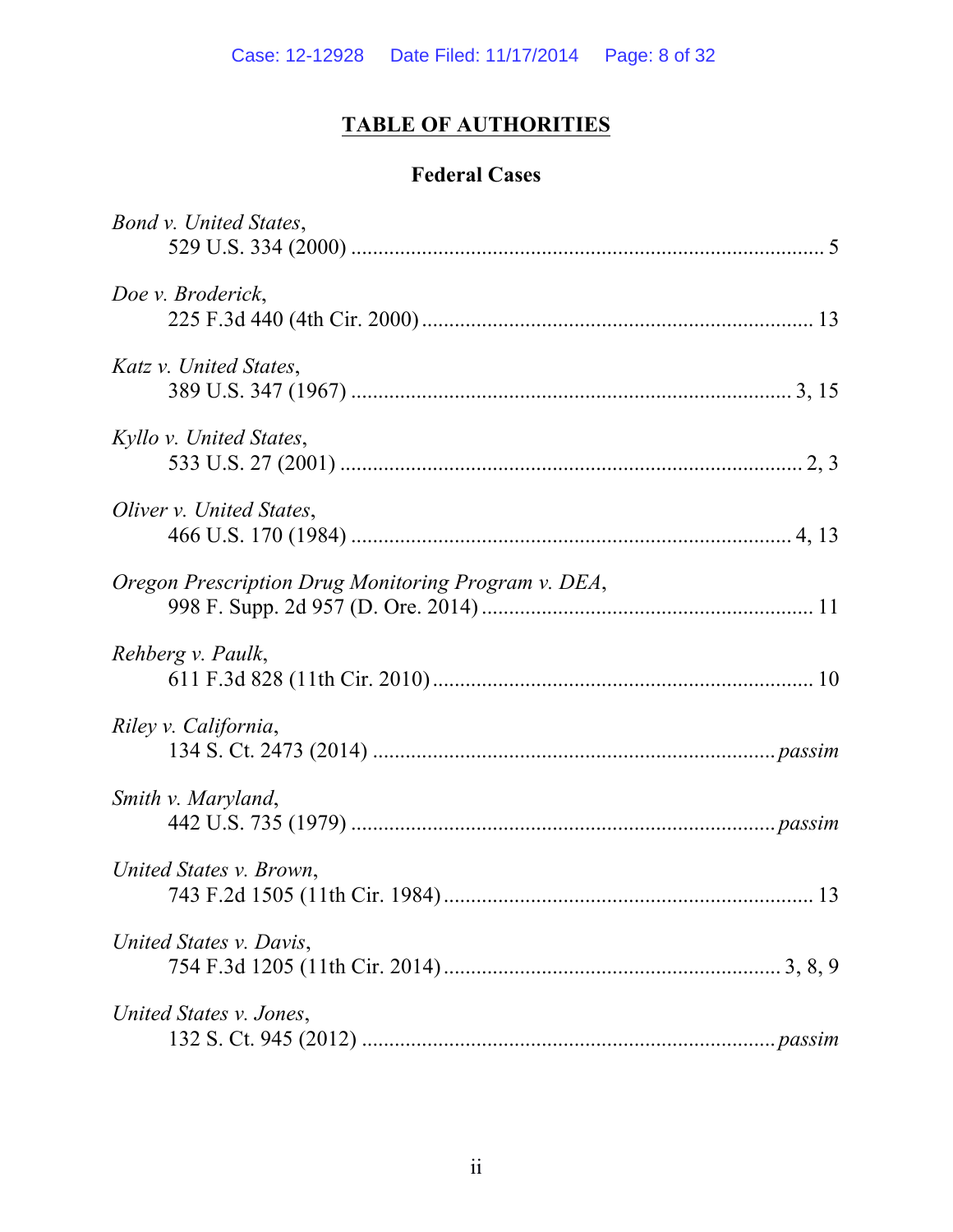# TABLE OF AUTHORITIES

## Federal Cases

*Bond v. United States*,
529 U.S. 334 (2000) ........................................................................................ 5

*Doe v. Broderick*,
225 F.3d 440 (4th Cir. 2000) ........................................................................ 13

*Katz v. United States*,
389 U.S. 347 (1967) ................................................................................ 3, 15

*Kyllo v. United States*,
533 U.S. 27 (2001) .................................................................................... 2, 3

*Oliver v. United States*,
466 U.S. 170 (1984) ................................................................................ 4, 13

*Oregon Prescription Drug Monitoring Program v. DEA*,
998 F. Supp. 2d 957 (D. Ore. 2014) ............................................................ 11

*Rehberg v. Paulk*,
611 F.3d 828 (11th Cir. 2010) ...................................................................... 10

*Riley v. California*,
134 S. Ct. 2473 (2014) ........................................................................... *passim*

*Smith v. Maryland*,
442 U.S. 735 (1979) .............................................................................. *passim*

*United States v. Brown*,
743 F.2d 1505 (11th Cir. 1984) .................................................................... 13

*United States v. Davis*,
754 F.3d 1205 (11th Cir. 2014) ............................................................. 3, 8, 9

*United States v. Jones*,
132 S. Ct. 945 (2012) ............................................................................ *passim*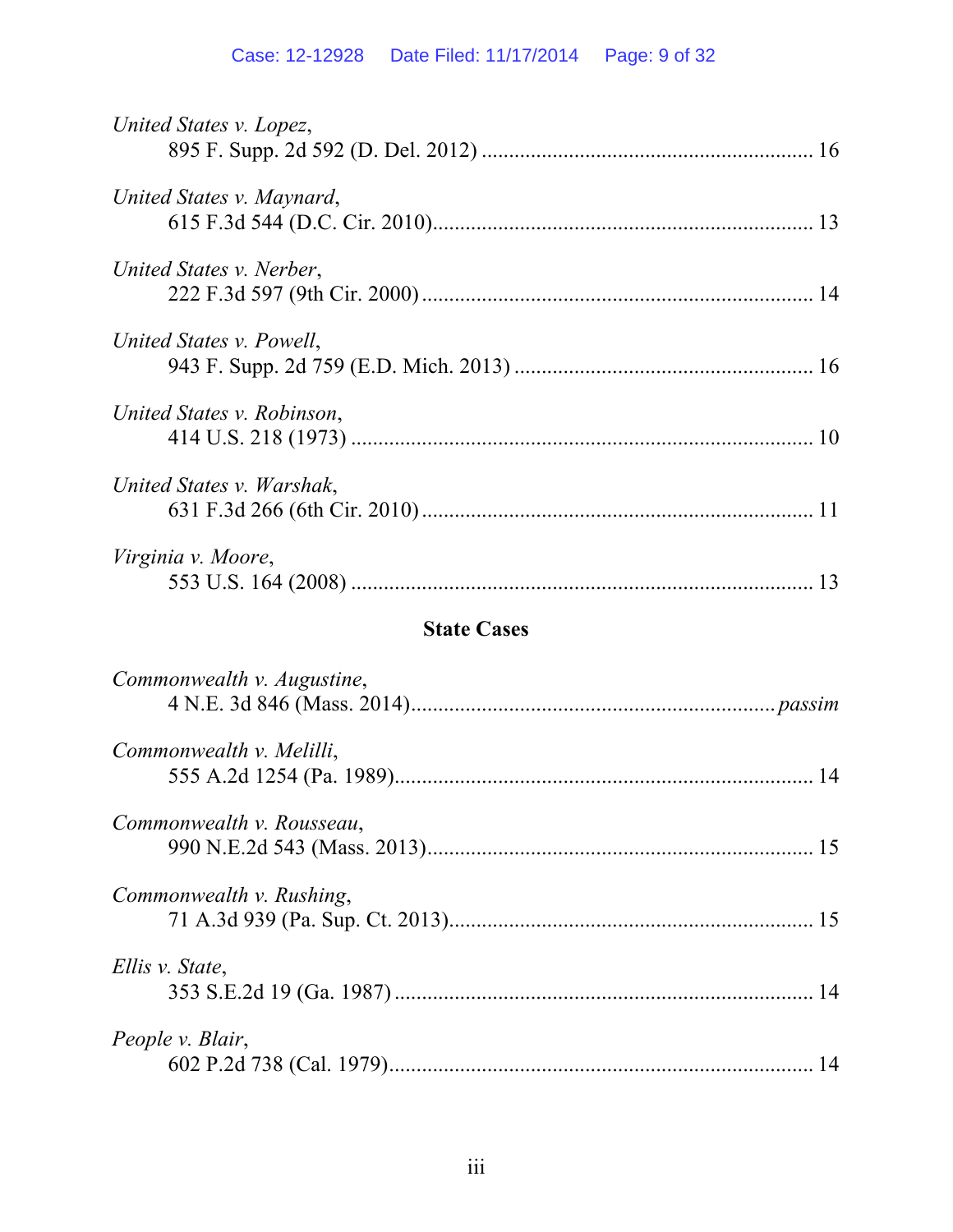*United States v. Lopez*,
895 F. Supp. 2d 592 (D. Del. 2012) ............................................................ 16

*United States v. Maynard*,
615 F.3d 544 (D.C. Cir. 2010)..................................................................... 13

*United States v. Nerber*,
222 F.3d 597 (9th Cir. 2000) ....................................................................... 14

*United States v. Powell*,
943 F. Supp. 2d 759 (E.D. Mich. 2013) ...................................................... 16

*United States v. Robinson*,
414 U.S. 218 (1973) .................................................................................... 10

*United States v. Warshak*,
631 F.3d 266 (6th Cir. 2010) ....................................................................... 11

*Virginia v. Moore*,
553 U.S. 164 (2008) .................................................................................... 13

**State Cases**

*Commonwealth v. Augustine*,
4 N.E. 3d 846 (Mass. 2014)................................................................. *passim*

*Commonwealth v. Melilli*,
555 A.2d 1254 (Pa. 1989)............................................................................ 14

*Commonwealth v. Rousseau*,
990 N.E.2d 543 (Mass. 2013)...................................................................... 15

*Commonwealth v. Rushing*,
71 A.3d 939 (Pa. Sup. Ct. 2013).................................................................. 15

*Ellis v. State*,
353 S.E.2d 19 (Ga. 1987) ............................................................................ 14

*People v. Blair*,
602 P.2d 738 (Cal. 1979)............................................................................. 14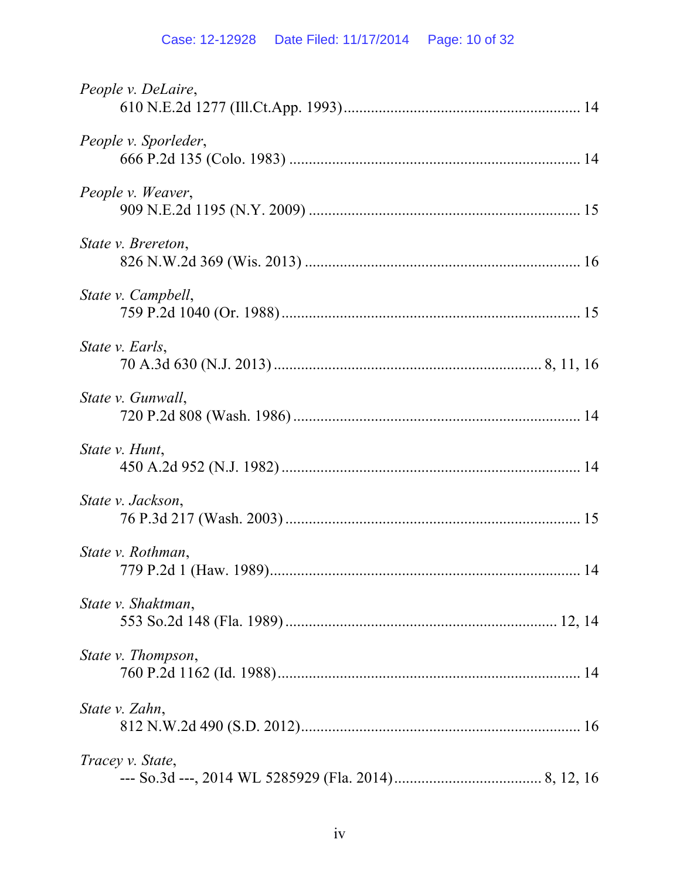*People v. DeLaire*,
610 N.E.2d 1277 (Ill.Ct.App. 1993) ............................................................ 14

*People v. Sporleder*,
666 P.2d 135 (Colo. 1983) ........................................................................ 14

*People v. Weaver*,
909 N.E.2d 1195 (N.Y. 2009) ..................................................................... 15

*State v. Brereton*,
826 N.W.2d 369 (Wis. 2013) ...................................................................... 16

*State v. Campbell*,
759 P.2d 1040 (Or. 1988) ............................................................................ 15

*State v. Earls*,
70 A.3d 630 (N.J. 2013) .................................................................... 8, 11, 16

*State v. Gunwall*,
720 P.2d 808 (Wash. 1986) ......................................................................... 14

*State v. Hunt*,
450 A.2d 952 (N.J. 1982) ............................................................................ 14

*State v. Jackson*,
76 P.3d 217 (Wash. 2003) ........................................................................... 15

*State v. Rothman*,
779 P.2d 1 (Haw. 1989) ............................................................................... 14

*State v. Shaktman*,
553 So.2d 148 (Fla. 1989) ..................................................................... 12, 14

*State v. Thompson*,
760 P.2d 1162 (Id. 1988) ............................................................................. 14

*State v. Zahn*,
812 N.W.2d 490 (S.D. 2012) ....................................................................... 16

*Tracey v. State*,
--- So.3d ---, 2014 WL 5285929 (Fla. 2014) ..................................... 8, 12, 16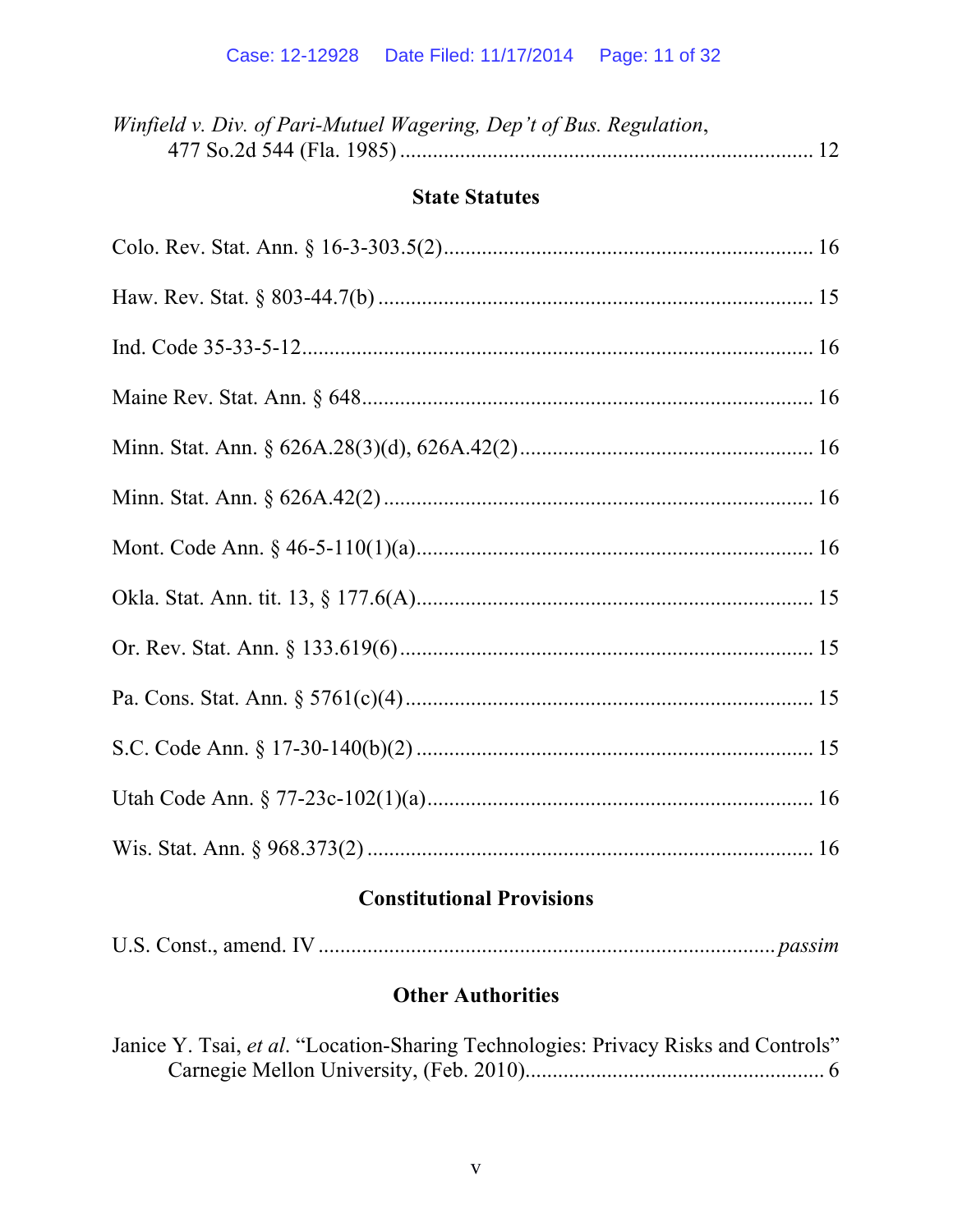*Winfield v. Div. of Pari-Mutuel Wagering, Dep't of Bus. Regulation*,
477 So.2d 544 (Fla. 1985) ........................................................................... 12

### State Statutes

Colo. Rev. Stat. Ann. § 16-3-303.5(2)..................................................................... 16

Haw. Rev. Stat. § 803-44.7(b) ................................................................................. 15

Ind. Code 35-33-5-12.............................................................................................. 16

Maine Rev. Stat. Ann. § 648.................................................................................... 16

Minn. Stat. Ann. § 626A.28(3)(d), 626A.42(2)...................................................... 16

Minn. Stat. Ann. § 626A.42(2) ............................................................................... 16

Mont. Code Ann. § 46-5-110(1)(a).......................................................................... 16

Okla. Stat. Ann. tit. 13, § 177.6(A)......................................................................... 15

Or. Rev. Stat. Ann. § 133.619(6) ............................................................................ 15

Pa. Cons. Stat. Ann. § 5761(c)(4)........................................................................... 15

S.C. Code Ann. § 17-30-140(b)(2) ......................................................................... 15

Utah Code Ann. § 77-23c-102(1)(a)....................................................................... 16

Wis. Stat. Ann. § 968.373(2) .................................................................................. 16

### Constitutional Provisions

U.S. Const., amend. IV .................................................................................... *passim*

### Other Authorities

Janice Y. Tsai, *et al*. "Location-Sharing Technologies: Privacy Risks and Controls"
Carnegie Mellon University, (Feb. 2010)....................................................... 6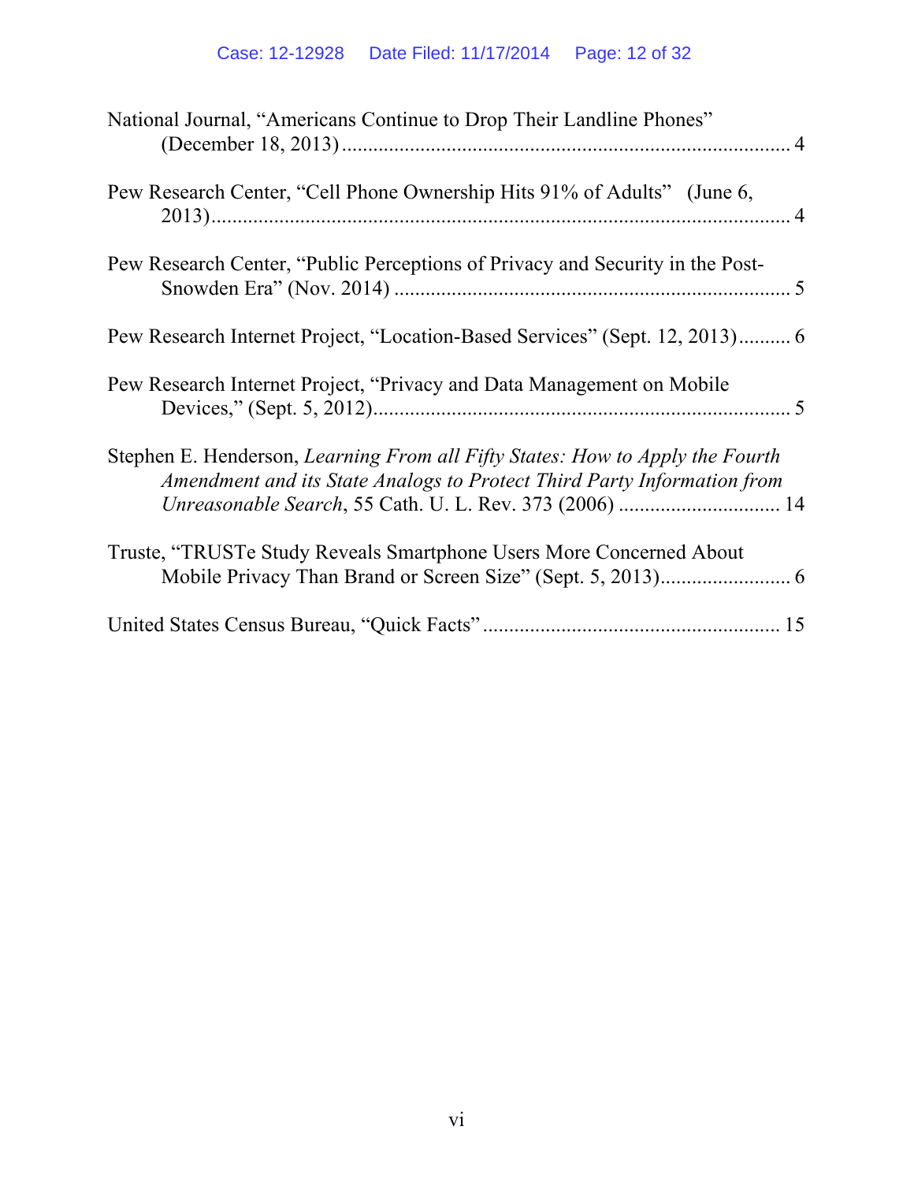National Journal, "Americans Continue to Drop Their Landline Phones" (December 18, 2013) ........................................................................ 4

Pew Research Center, "Cell Phone Ownership Hits 91% of Adults" (June 6, 2013) ........................................................................ 4

Pew Research Center, "Public Perceptions of Privacy and Security in the Post-Snowden Era" (Nov. 2014) ........................................................................ 5

Pew Research Internet Project, "Location-Based Services" (Sept. 12, 2013) .......... 6

Pew Research Internet Project, "Privacy and Data Management on Mobile Devices," (Sept. 5, 2012) ........................................................................ 5

Stephen E. Henderson, *Learning From all Fifty States: How to Apply the Fourth Amendment and its State Analogs to Protect Third Party Information from Unreasonable Search*, 55 Cath. U. L. Rev. 373 (2006) ............................... 14

Truste, "TRUSTe Study Reveals Smartphone Users More Concerned About Mobile Privacy Than Brand or Screen Size" (Sept. 5, 2013) ......................... 6

United States Census Bureau, "Quick Facts" ........................................................ 15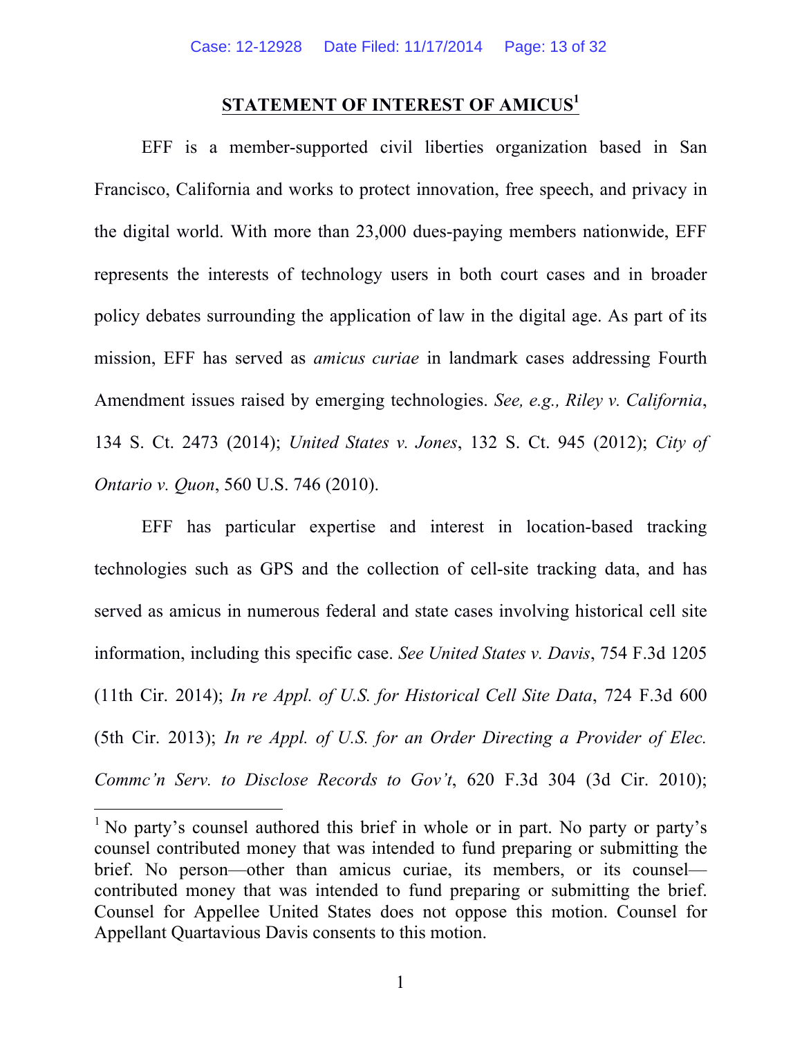## STATEMENT OF INTEREST OF AMICUS[1]

EFF is a member-supported civil liberties organization based in San Francisco, California and works to protect innovation, free speech, and privacy in the digital world. With more than 23,000 dues-paying members nationwide, EFF represents the interests of technology users in both court cases and in broader policy debates surrounding the application of law in the digital age. As part of its mission, EFF has served as *amicus curiae* in landmark cases addressing Fourth Amendment issues raised by emerging technologies. *See, e.g., Riley v. California*, 134 S. Ct. 2473 (2014); *United States v. Jones*, 132 S. Ct. 945 (2012); *City of Ontario v. Quon*, 560 U.S. 746 (2010).

EFF has particular expertise and interest in location-based tracking technologies such as GPS and the collection of cell-site tracking data, and has served as amicus in numerous federal and state cases involving historical cell site information, including this specific case. *See United States v. Davis*, 754 F.3d 1205 (11th Cir. 2014); *In re Appl. of U.S. for Historical Cell Site Data*, 724 F.3d 600 (5th Cir. 2013); *In re Appl. of U.S. for an Order Directing a Provider of Elec. Commc'n Serv. to Disclose Records to Gov't*, 620 F.3d 304 (3d Cir. 2010);

[1] No party's counsel authored this brief in whole or in part. No party or party's counsel contributed money that was intended to fund preparing or submitting the brief. No person—other than amicus curiae, its members, or its counsel—contributed money that was intended to fund preparing or submitting the brief. Counsel for Appellee United States does not oppose this motion. Counsel for Appellant Quartavious Davis consents to this motion.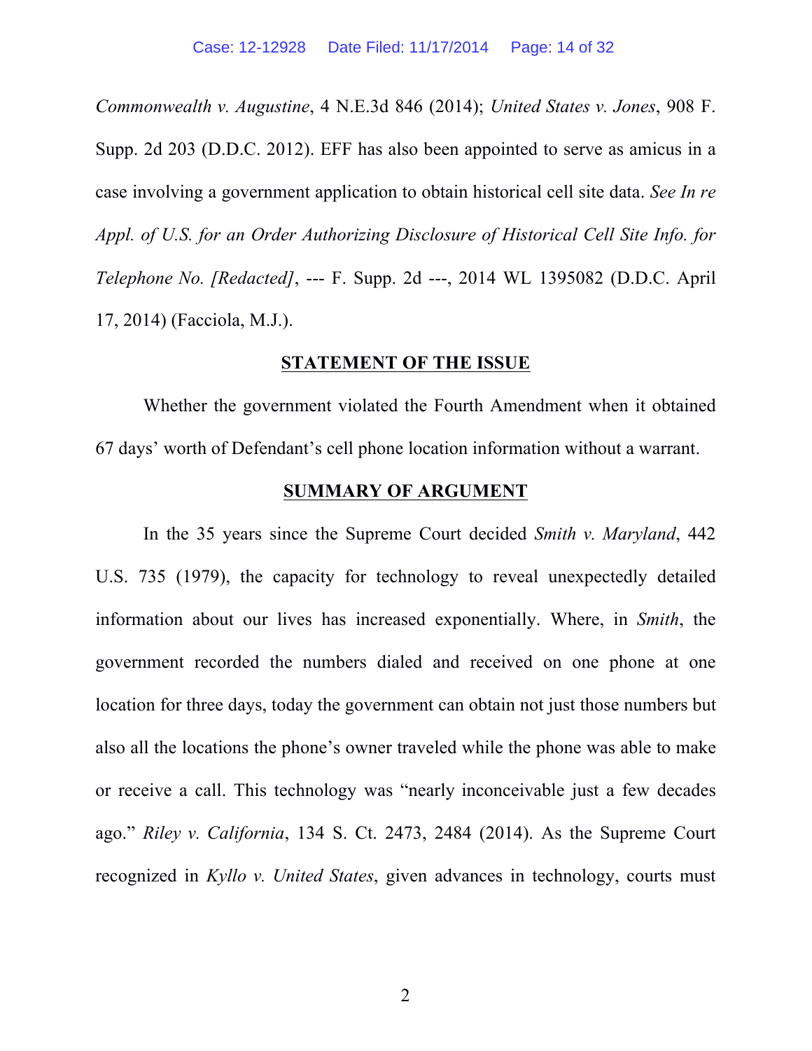*Commonwealth v. Augustine*, 4 N.E.3d 846 (2014); *United States v. Jones*, 908 F. Supp. 2d 203 (D.D.C. 2012). EFF has also been appointed to serve as amicus in a case involving a government application to obtain historical cell site data. *See In re Appl. of U.S. for an Order Authorizing Disclosure of Historical Cell Site Info. for Telephone No. [Redacted]*, --- F. Supp. 2d ---, 2014 WL 1395082 (D.D.C. April 17, 2014) (Facciola, M.J.).

## STATEMENT OF THE ISSUE

Whether the government violated the Fourth Amendment when it obtained 67 days' worth of Defendant's cell phone location information without a warrant.

## SUMMARY OF ARGUMENT

In the 35 years since the Supreme Court decided *Smith v. Maryland*, 442 U.S. 735 (1979), the capacity for technology to reveal unexpectedly detailed information about our lives has increased exponentially. Where, in *Smith*, the government recorded the numbers dialed and received on one phone at one location for three days, today the government can obtain not just those numbers but also all the locations the phone's owner traveled while the phone was able to make or receive a call. This technology was "nearly inconceivable just a few decades ago." *Riley v. California*, 134 S. Ct. 2473, 2484 (2014). As the Supreme Court recognized in *Kyllo v. United States*, given advances in technology, courts must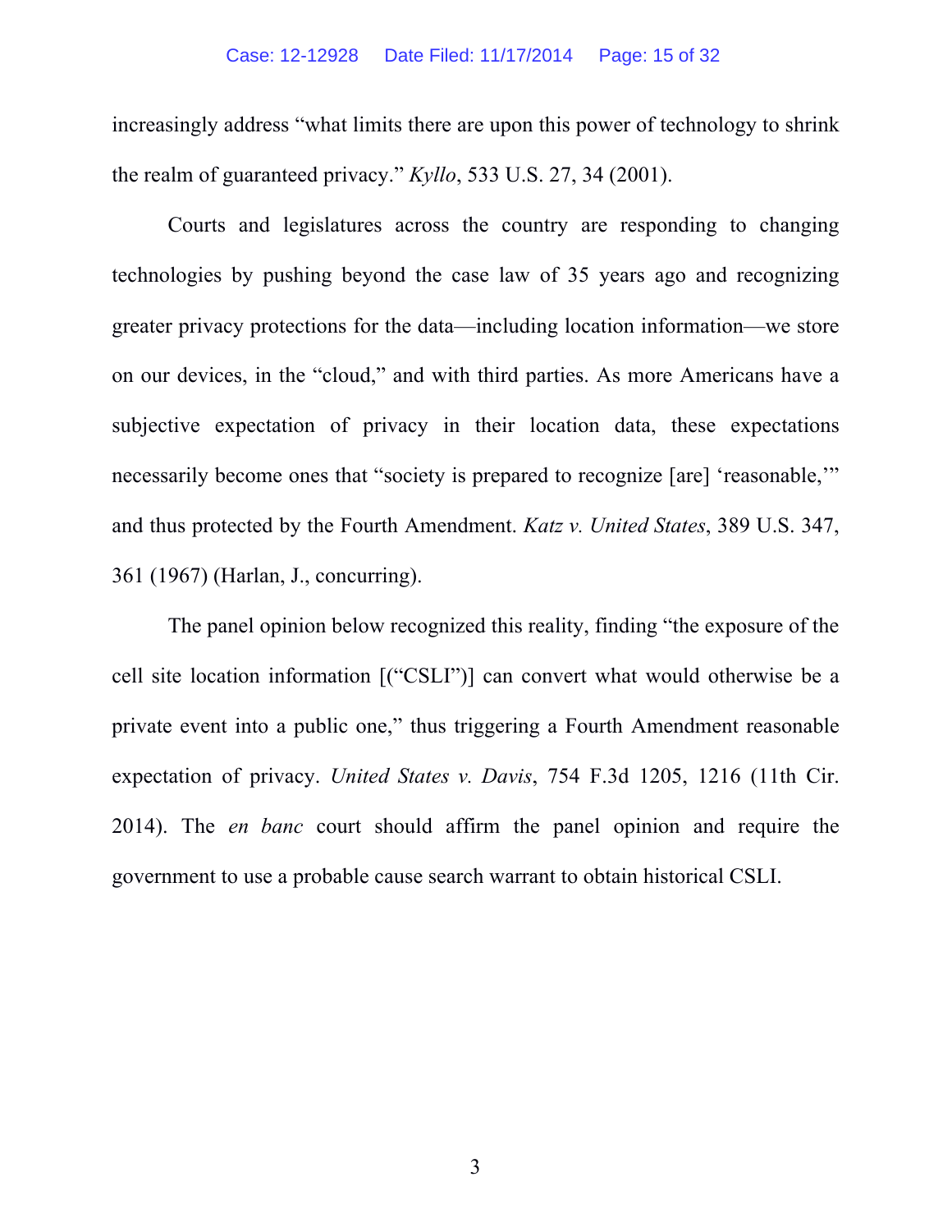increasingly address "what limits there are upon this power of technology to shrink the realm of guaranteed privacy." *Kyllo*, 533 U.S. 27, 34 (2001).

Courts and legislatures across the country are responding to changing technologies by pushing beyond the case law of 35 years ago and recognizing greater privacy protections for the data—including location information—we store on our devices, in the "cloud," and with third parties. As more Americans have a subjective expectation of privacy in their location data, these expectations necessarily become ones that "society is prepared to recognize [are] 'reasonable,'" and thus protected by the Fourth Amendment. *Katz v. United States*, 389 U.S. 347, 361 (1967) (Harlan, J., concurring).

The panel opinion below recognized this reality, finding "the exposure of the cell site location information [("CSLI")] can convert what would otherwise be a private event into a public one," thus triggering a Fourth Amendment reasonable expectation of privacy. *United States v. Davis*, 754 F.3d 1205, 1216 (11th Cir. 2014). The *en banc* court should affirm the panel opinion and require the government to use a probable cause search warrant to obtain historical CSLI.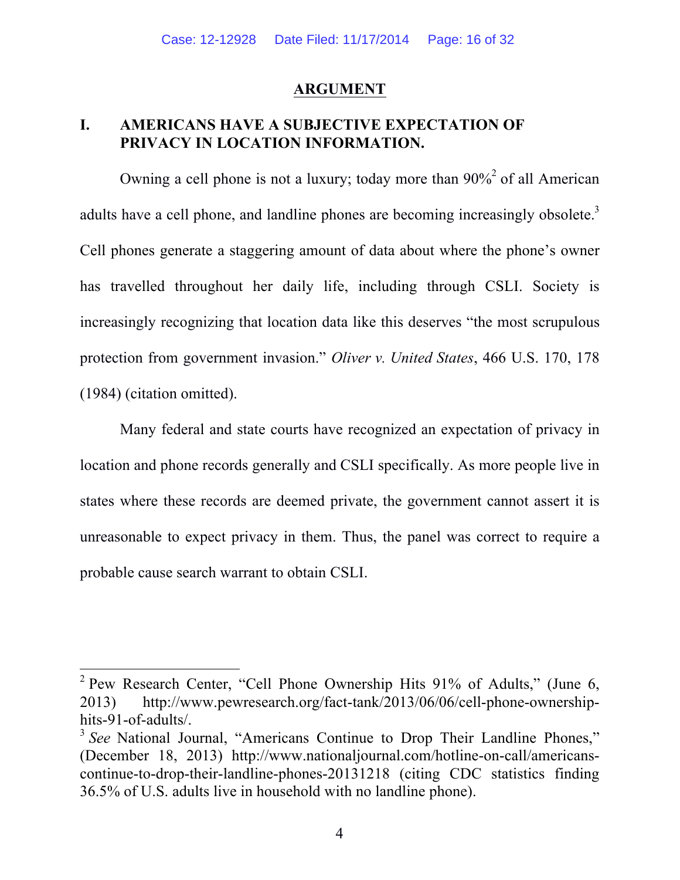## ARGUMENT

### I. AMERICANS HAVE A SUBJECTIVE EXPECTATION OF PRIVACY IN LOCATION INFORMATION.

Owning a cell phone is not a luxury; today more than 90%[2] of all American adults have a cell phone, and landline phones are becoming increasingly obsolete.[3] Cell phones generate a staggering amount of data about where the phone's owner has travelled throughout her daily life, including through CSLI. Society is increasingly recognizing that location data like this deserves "the most scrupulous protection from government invasion." *Oliver v. United States*, 466 U.S. 170, 178 (1984) (citation omitted).

Many federal and state courts have recognized an expectation of privacy in location and phone records generally and CSLI specifically. As more people live in states where these records are deemed private, the government cannot assert it is unreasonable to expect privacy in them. Thus, the panel was correct to require a probable cause search warrant to obtain CSLI.

---

[2] Pew Research Center, "Cell Phone Ownership Hits 91% of Adults," (June 6, 2013) http://www.pewresearch.org/fact-tank/2013/06/06/cell-phone-ownership-hits-91-of-adults/.

[3] *See* National Journal, "Americans Continue to Drop Their Landline Phones," (December 18, 2013) http://www.nationaljournal.com/hotline-on-call/americans-continue-to-drop-their-landline-phones-20131218 (citing CDC statistics finding 36.5% of U.S. adults live in household with no landline phone).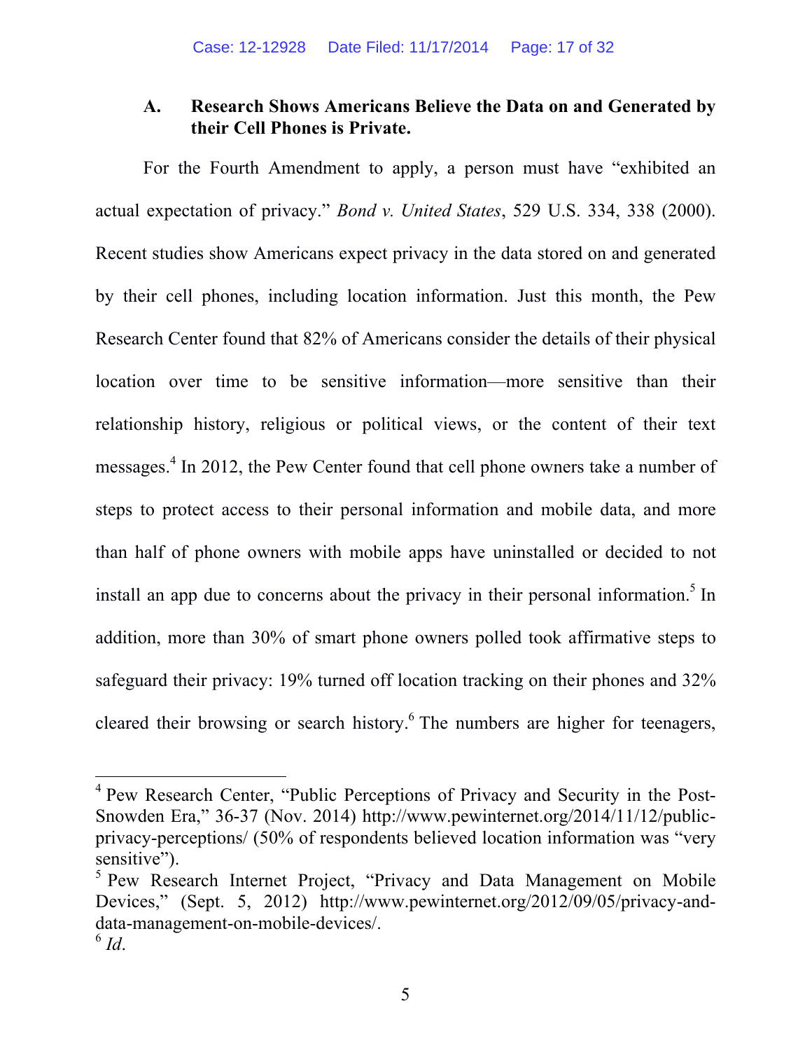### A. Research Shows Americans Believe the Data on and Generated by their Cell Phones is Private.

For the Fourth Amendment to apply, a person must have "exhibited an actual expectation of privacy." *Bond v. United States*, 529 U.S. 334, 338 (2000). Recent studies show Americans expect privacy in the data stored on and generated by their cell phones, including location information. Just this month, the Pew Research Center found that 82% of Americans consider the details of their physical location over time to be sensitive information—more sensitive than their relationship history, religious or political views, or the content of their text messages.[4] In 2012, the Pew Center found that cell phone owners take a number of steps to protect access to their personal information and mobile data, and more than half of phone owners with mobile apps have uninstalled or decided to not install an app due to concerns about the privacy in their personal information.[5] In addition, more than 30% of smart phone owners polled took affirmative steps to safeguard their privacy: 19% turned off location tracking on their phones and 32% cleared their browsing or search history.[6] The numbers are higher for teenagers,

---

[4] Pew Research Center, "Public Perceptions of Privacy and Security in the Post-Snowden Era," 36-37 (Nov. 2014) http://www.pewinternet.org/2014/11/12/public-privacy-perceptions/ (50% of respondents believed location information was "very sensitive").

[5] Pew Research Internet Project, "Privacy and Data Management on Mobile Devices," (Sept. 5, 2012) http://www.pewinternet.org/2012/09/05/privacy-and-data-management-on-mobile-devices/.

[6] *Id*.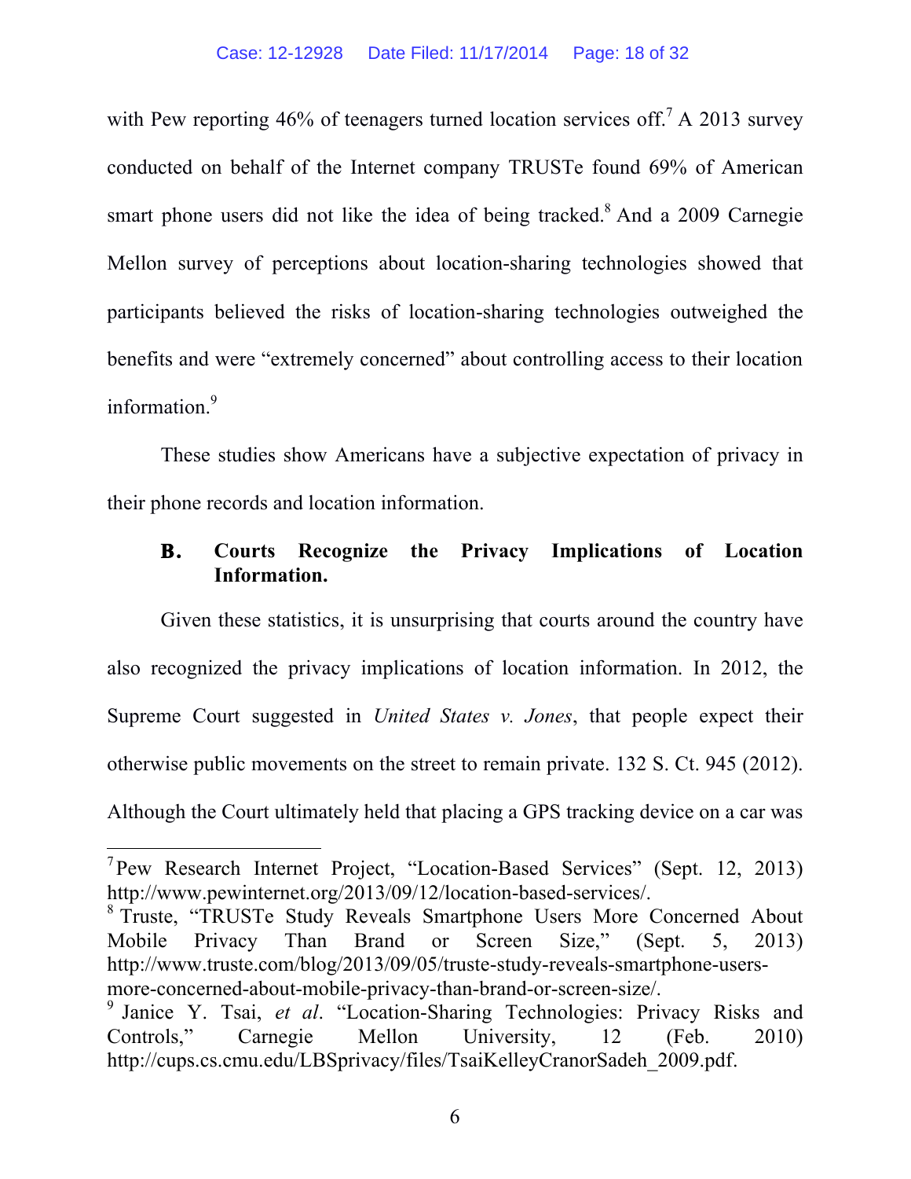with Pew reporting 46% of teenagers turned location services off.[7] A 2013 survey conducted on behalf of the Internet company TRUSTe found 69% of American smart phone users did not like the idea of being tracked.[8] And a 2009 Carnegie Mellon survey of perceptions about location-sharing technologies showed that participants believed the risks of location-sharing technologies outweighed the benefits and were "extremely concerned" about controlling access to their location information.[9]

These studies show Americans have a subjective expectation of privacy in their phone records and location information.

### B. Courts Recognize the Privacy Implications of Location Information.

Given these statistics, it is unsurprising that courts around the country have also recognized the privacy implications of location information. In 2012, the Supreme Court suggested in *United States v. Jones*, that people expect their otherwise public movements on the street to remain private. 132 S. Ct. 945 (2012). Although the Court ultimately held that placing a GPS tracking device on a car was

---

[7] Pew Research Internet Project, "Location-Based Services" (Sept. 12, 2013) http://www.pewinternet.org/2013/09/12/location-based-services/.

[8] Truste, "TRUSTe Study Reveals Smartphone Users More Concerned About Mobile Privacy Than Brand or Screen Size," (Sept. 5, 2013) http://www.truste.com/blog/2013/09/05/truste-study-reveals-smartphone-users-more-concerned-about-mobile-privacy-than-brand-or-screen-size/.

[9] Janice Y. Tsai, *et al*. "Location-Sharing Technologies: Privacy Risks and Controls," Carnegie Mellon University, 12 (Feb. 2010) http://cups.cs.cmu.edu/LBSprivacy/files/TsaiKelleyCranorSadeh_2009.pdf.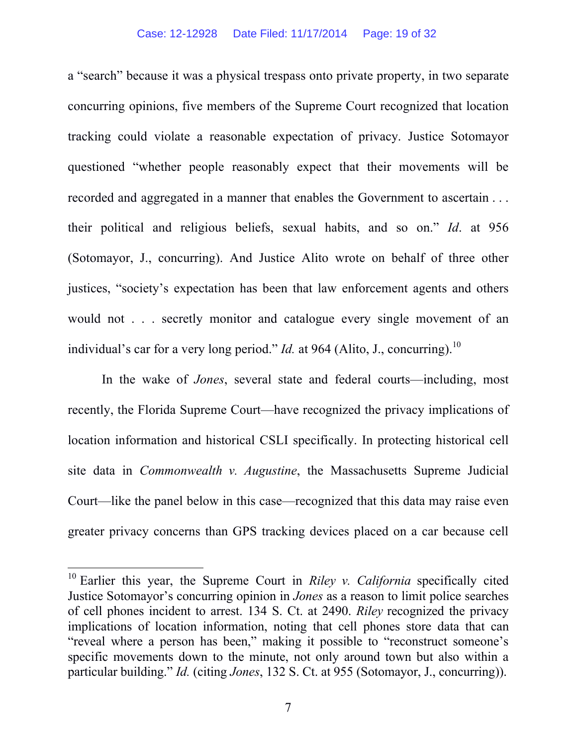a "search" because it was a physical trespass onto private property, in two separate concurring opinions, five members of the Supreme Court recognized that location tracking could violate a reasonable expectation of privacy. Justice Sotomayor questioned "whether people reasonably expect that their movements will be recorded and aggregated in a manner that enables the Government to ascertain . . . their political and religious beliefs, sexual habits, and so on." *Id*. at 956 (Sotomayor, J., concurring). And Justice Alito wrote on behalf of three other justices, "society's expectation has been that law enforcement agents and others would not . . . secretly monitor and catalogue every single movement of an individual's car for a very long period." *Id.* at 964 (Alito, J., concurring).[10]

In the wake of *Jones*, several state and federal courts—including, most recently, the Florida Supreme Court—have recognized the privacy implications of location information and historical CSLI specifically. In protecting historical cell site data in *Commonwealth v. Augustine*, the Massachusetts Supreme Judicial Court—like the panel below in this case—recognized that this data may raise even greater privacy concerns than GPS tracking devices placed on a car because cell

---

[10] Earlier this year, the Supreme Court in *Riley v. California* specifically cited Justice Sotomayor's concurring opinion in *Jones* as a reason to limit police searches of cell phones incident to arrest. 134 S. Ct. at 2490. *Riley* recognized the privacy implications of location information, noting that cell phones store data that can "reveal where a person has been," making it possible to "reconstruct someone's specific movements down to the minute, not only around town but also within a particular building." *Id.* (citing *Jones*, 132 S. Ct. at 955 (Sotomayor, J., concurring)).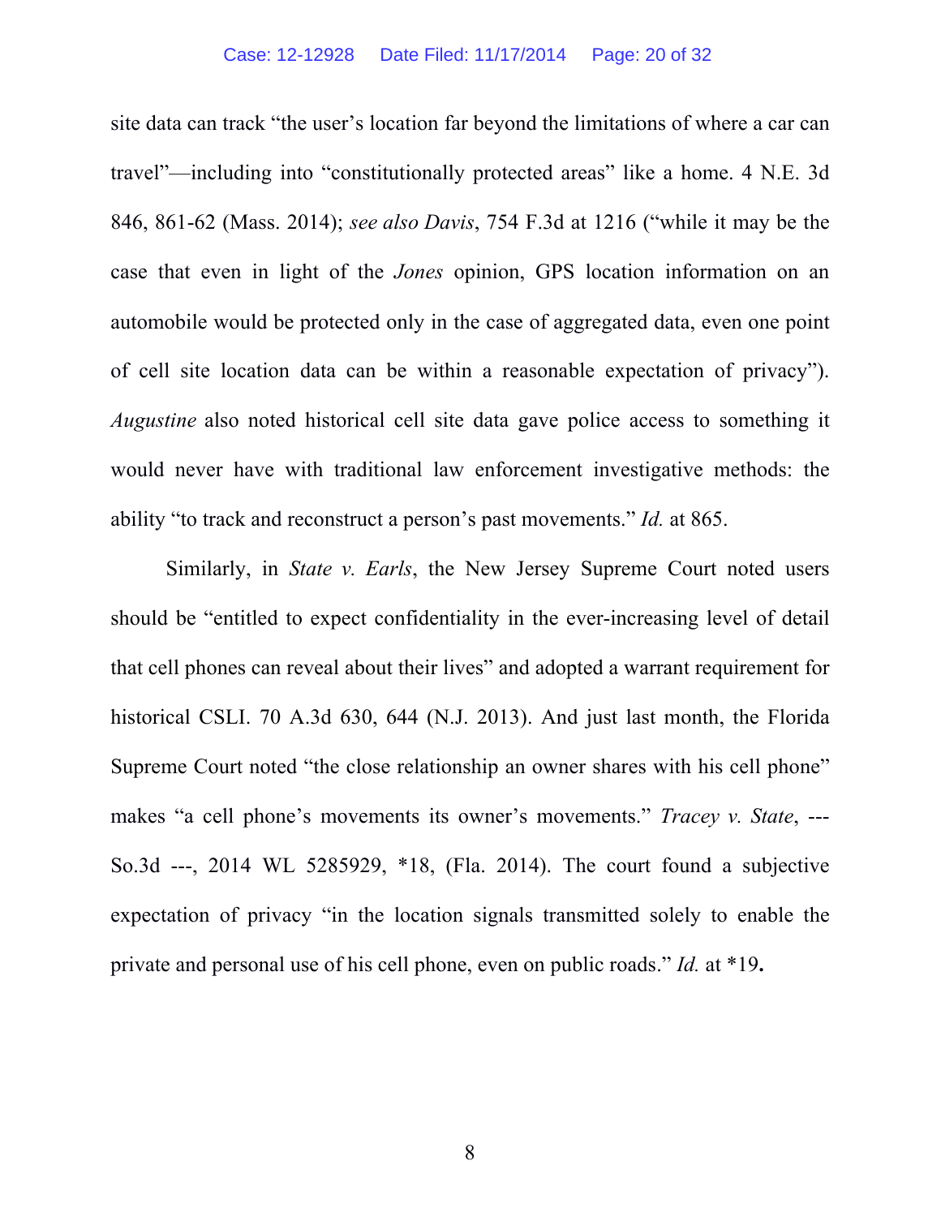site data can track "the user's location far beyond the limitations of where a car can travel"—including into "constitutionally protected areas" like a home. 4 N.E. 3d 846, 861-62 (Mass. 2014); *see also Davis*, 754 F.3d at 1216 ("while it may be the case that even in light of the *Jones* opinion, GPS location information on an automobile would be protected only in the case of aggregated data, even one point of cell site location data can be within a reasonable expectation of privacy"). *Augustine* also noted historical cell site data gave police access to something it would never have with traditional law enforcement investigative methods: the ability "to track and reconstruct a person's past movements." *Id.* at 865.

Similarly, in *State v. Earls*, the New Jersey Supreme Court noted users should be "entitled to expect confidentiality in the ever-increasing level of detail that cell phones can reveal about their lives" and adopted a warrant requirement for historical CSLI. 70 A.3d 630, 644 (N.J. 2013). And just last month, the Florida Supreme Court noted "the close relationship an owner shares with his cell phone" makes "a cell phone's movements its owner's movements." *Tracey v. State*, --- So.3d ---, 2014 WL 5285929, *18, (Fla. 2014). The court found a subjective expectation of privacy "in the location signals transmitted solely to enable the private and personal use of his cell phone, even on public roads." *Id.* at *19**.**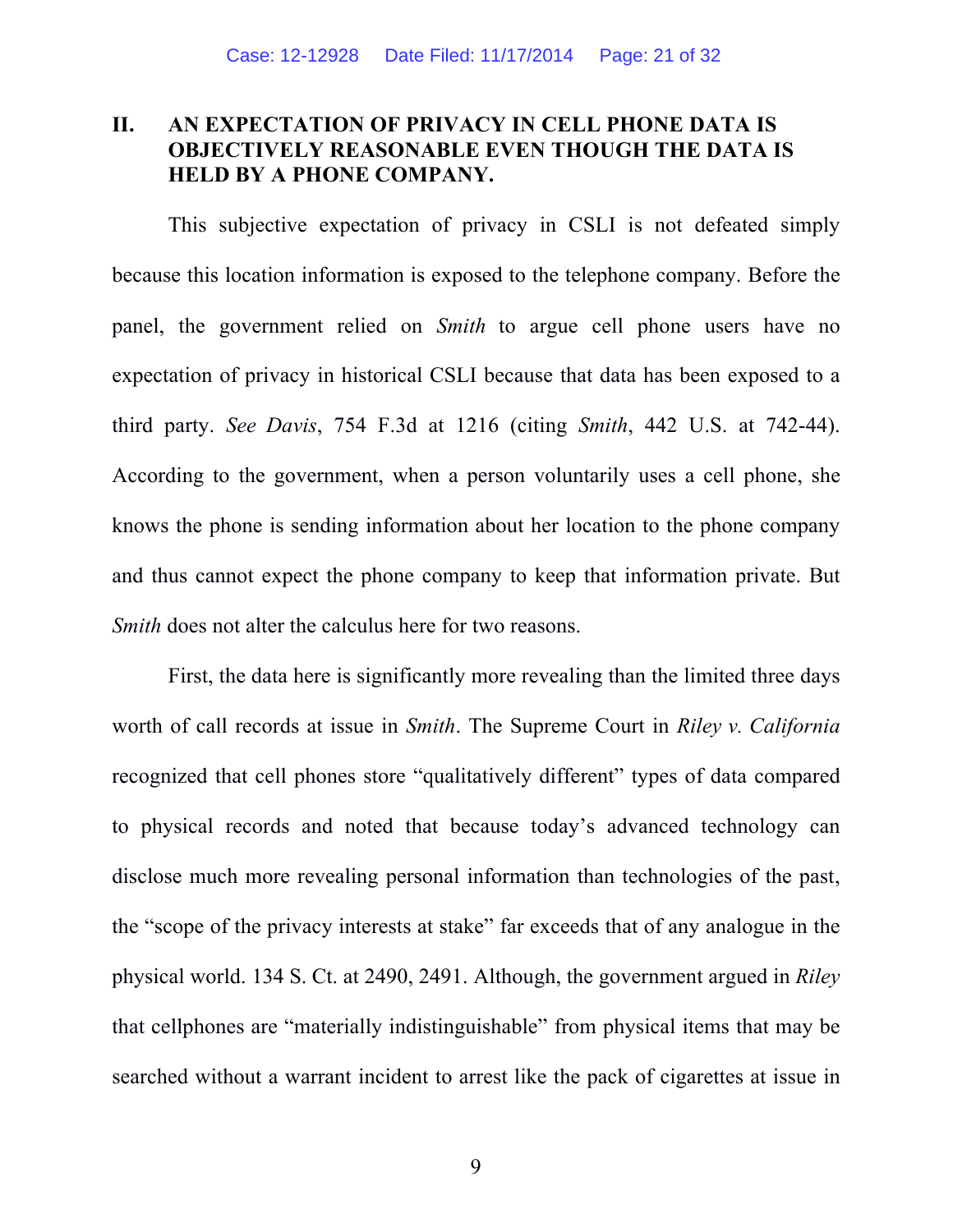## II. AN EXPECTATION OF PRIVACY IN CELL PHONE DATA IS OBJECTIVELY REASONABLE EVEN THOUGH THE DATA IS HELD BY A PHONE COMPANY.

This subjective expectation of privacy in CSLI is not defeated simply because this location information is exposed to the telephone company. Before the panel, the government relied on *Smith* to argue cell phone users have no expectation of privacy in historical CSLI because that data has been exposed to a third party. *See Davis*, 754 F.3d at 1216 (citing *Smith*, 442 U.S. at 742-44). According to the government, when a person voluntarily uses a cell phone, she knows the phone is sending information about her location to the phone company and thus cannot expect the phone company to keep that information private. But *Smith* does not alter the calculus here for two reasons.

First, the data here is significantly more revealing than the limited three days worth of call records at issue in *Smith*. The Supreme Court in *Riley v. California* recognized that cell phones store "qualitatively different" types of data compared to physical records and noted that because today's advanced technology can disclose much more revealing personal information than technologies of the past, the "scope of the privacy interests at stake" far exceeds that of any analogue in the physical world. 134 S. Ct. at 2490, 2491. Although, the government argued in *Riley* that cellphones are "materially indistinguishable" from physical items that may be searched without a warrant incident to arrest like the pack of cigarettes at issue in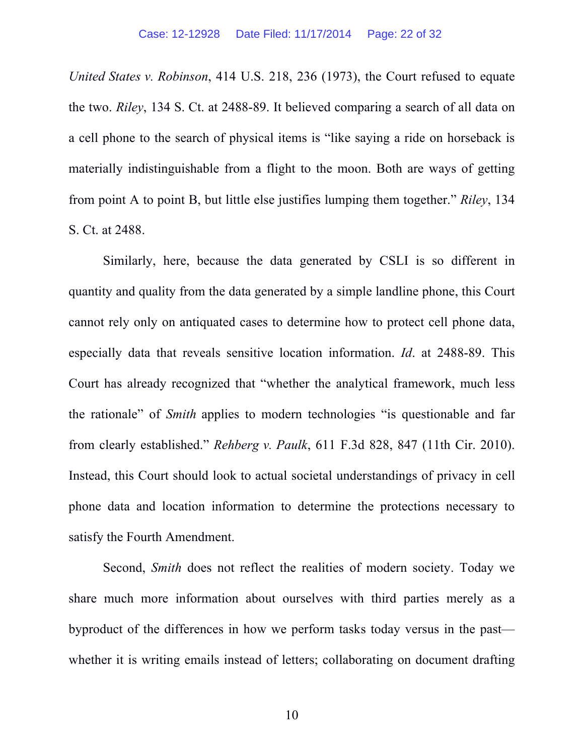*United States v. Robinson*, 414 U.S. 218, 236 (1973), the Court refused to equate the two. *Riley*, 134 S. Ct. at 2488-89. It believed comparing a search of all data on a cell phone to the search of physical items is "like saying a ride on horseback is materially indistinguishable from a flight to the moon. Both are ways of getting from point A to point B, but little else justifies lumping them together." *Riley*, 134 S. Ct. at 2488.

Similarly, here, because the data generated by CSLI is so different in quantity and quality from the data generated by a simple landline phone, this Court cannot rely only on antiquated cases to determine how to protect cell phone data, especially data that reveals sensitive location information. *Id*. at 2488-89. This Court has already recognized that "whether the analytical framework, much less the rationale" of *Smith* applies to modern technologies "is questionable and far from clearly established." *Rehberg v. Paulk*, 611 F.3d 828, 847 (11th Cir. 2010). Instead, this Court should look to actual societal understandings of privacy in cell phone data and location information to determine the protections necessary to satisfy the Fourth Amendment.

Second, *Smith* does not reflect the realities of modern society. Today we share much more information about ourselves with third parties merely as a byproduct of the differences in how we perform tasks today versus in the past—whether it is writing emails instead of letters; collaborating on document drafting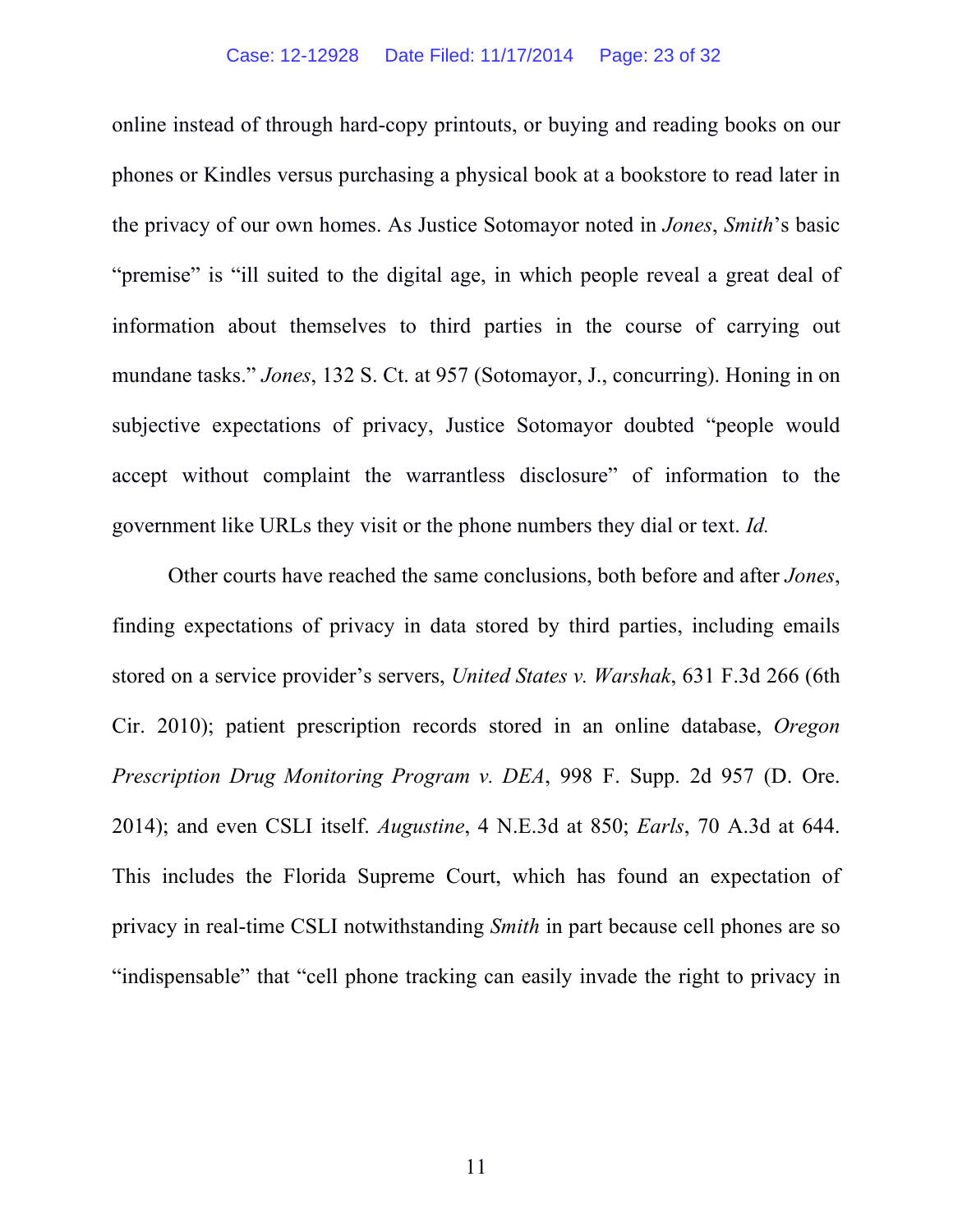online instead of through hard-copy printouts, or buying and reading books on our phones or Kindles versus purchasing a physical book at a bookstore to read later in the privacy of our own homes. As Justice Sotomayor noted in *Jones*, *Smith*'s basic "premise" is "ill suited to the digital age, in which people reveal a great deal of information about themselves to third parties in the course of carrying out mundane tasks." *Jones*, 132 S. Ct. at 957 (Sotomayor, J., concurring). Honing in on subjective expectations of privacy, Justice Sotomayor doubted "people would accept without complaint the warrantless disclosure" of information to the government like URLs they visit or the phone numbers they dial or text. *Id.*

Other courts have reached the same conclusions, both before and after *Jones*, finding expectations of privacy in data stored by third parties, including emails stored on a service provider's servers, *United States v. Warshak*, 631 F.3d 266 (6th Cir. 2010); patient prescription records stored in an online database, *Oregon Prescription Drug Monitoring Program v. DEA*, 998 F. Supp. 2d 957 (D. Ore. 2014); and even CSLI itself. *Augustine*, 4 N.E.3d at 850; *Earls*, 70 A.3d at 644. This includes the Florida Supreme Court, which has found an expectation of privacy in real-time CSLI notwithstanding *Smith* in part because cell phones are so "indispensable" that "cell phone tracking can easily invade the right to privacy in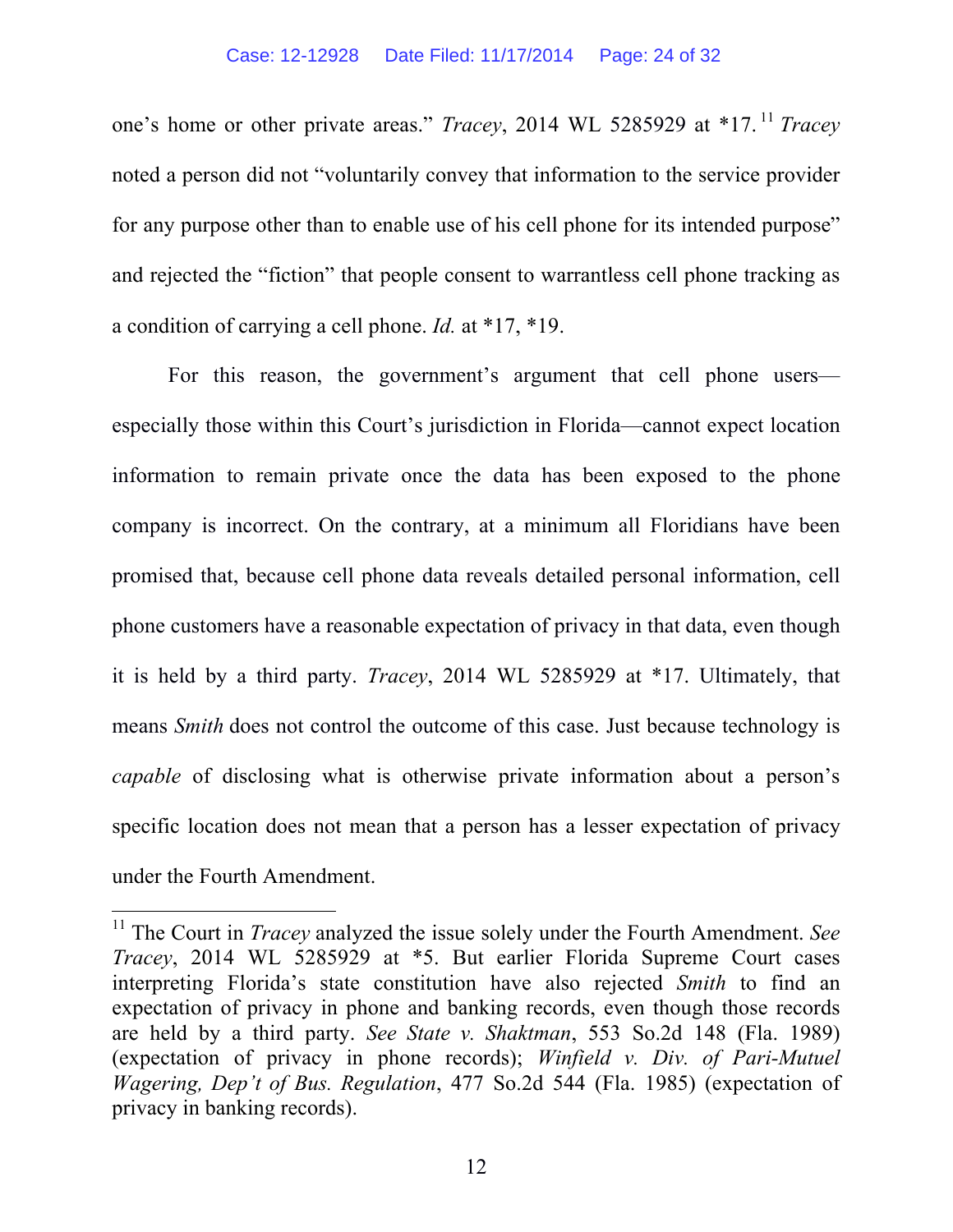one's home or other private areas." *Tracey*, 2014 WL 5285929 at *17.[11] *Tracey* noted a person did not "voluntarily convey that information to the service provider for any purpose other than to enable use of his cell phone for its intended purpose" and rejected the "fiction" that people consent to warrantless cell phone tracking as a condition of carrying a cell phone. *Id.* at *17, *19.

For this reason, the government's argument that cell phone users—especially those within this Court's jurisdiction in Florida—cannot expect location information to remain private once the data has been exposed to the phone company is incorrect. On the contrary, at a minimum all Floridians have been promised that, because cell phone data reveals detailed personal information, cell phone customers have a reasonable expectation of privacy in that data, even though it is held by a third party. *Tracey*, 2014 WL 5285929 at *17. Ultimately, that means *Smith* does not control the outcome of this case. Just because technology is *capable* of disclosing what is otherwise private information about a person's specific location does not mean that a person has a lesser expectation of privacy under the Fourth Amendment.

---

[11] The Court in *Tracey* analyzed the issue solely under the Fourth Amendment. *See Tracey*, 2014 WL 5285929 at *5. But earlier Florida Supreme Court cases interpreting Florida's state constitution have also rejected *Smith* to find an expectation of privacy in phone and banking records, even though those records are held by a third party. *See State v. Shaktman*, 553 So.2d 148 (Fla. 1989) (expectation of privacy in phone records); *Winfield v. Div. of Pari-Mutuel Wagering, Dep't of Bus. Regulation*, 477 So.2d 544 (Fla. 1985) (expectation of privacy in banking records).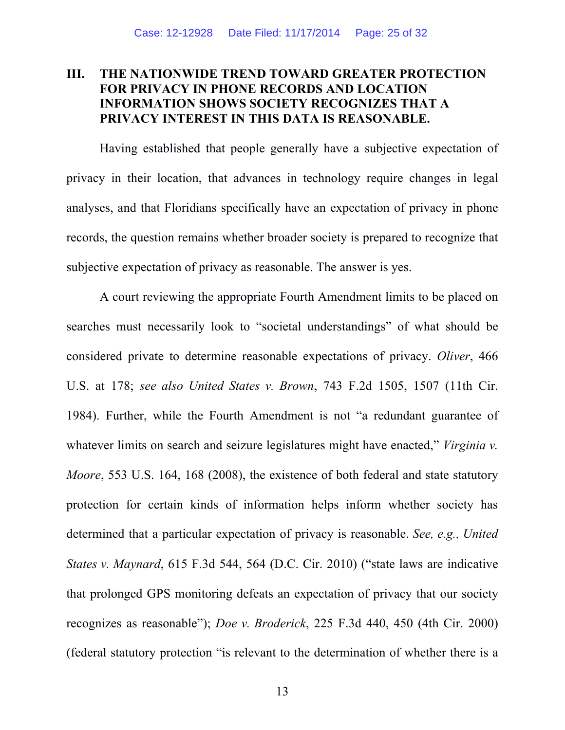## III. THE NATIONWIDE TREND TOWARD GREATER PROTECTION FOR PRIVACY IN PHONE RECORDS AND LOCATION INFORMATION SHOWS SOCIETY RECOGNIZES THAT A PRIVACY INTEREST IN THIS DATA IS REASONABLE.

Having established that people generally have a subjective expectation of privacy in their location, that advances in technology require changes in legal analyses, and that Floridians specifically have an expectation of privacy in phone records, the question remains whether broader society is prepared to recognize that subjective expectation of privacy as reasonable. The answer is yes.

A court reviewing the appropriate Fourth Amendment limits to be placed on searches must necessarily look to "societal understandings" of what should be considered private to determine reasonable expectations of privacy. *Oliver*, 466 U.S. at 178; *see also United States v. Brown*, 743 F.2d 1505, 1507 (11th Cir. 1984). Further, while the Fourth Amendment is not "a redundant guarantee of whatever limits on search and seizure legislatures might have enacted," *Virginia v. Moore*, 553 U.S. 164, 168 (2008), the existence of both federal and state statutory protection for certain kinds of information helps inform whether society has determined that a particular expectation of privacy is reasonable. *See, e.g., United States v. Maynard*, 615 F.3d 544, 564 (D.C. Cir. 2010) ("state laws are indicative that prolonged GPS monitoring defeats an expectation of privacy that our society recognizes as reasonable"); *Doe v. Broderick*, 225 F.3d 440, 450 (4th Cir. 2000) (federal statutory protection "is relevant to the determination of whether there is a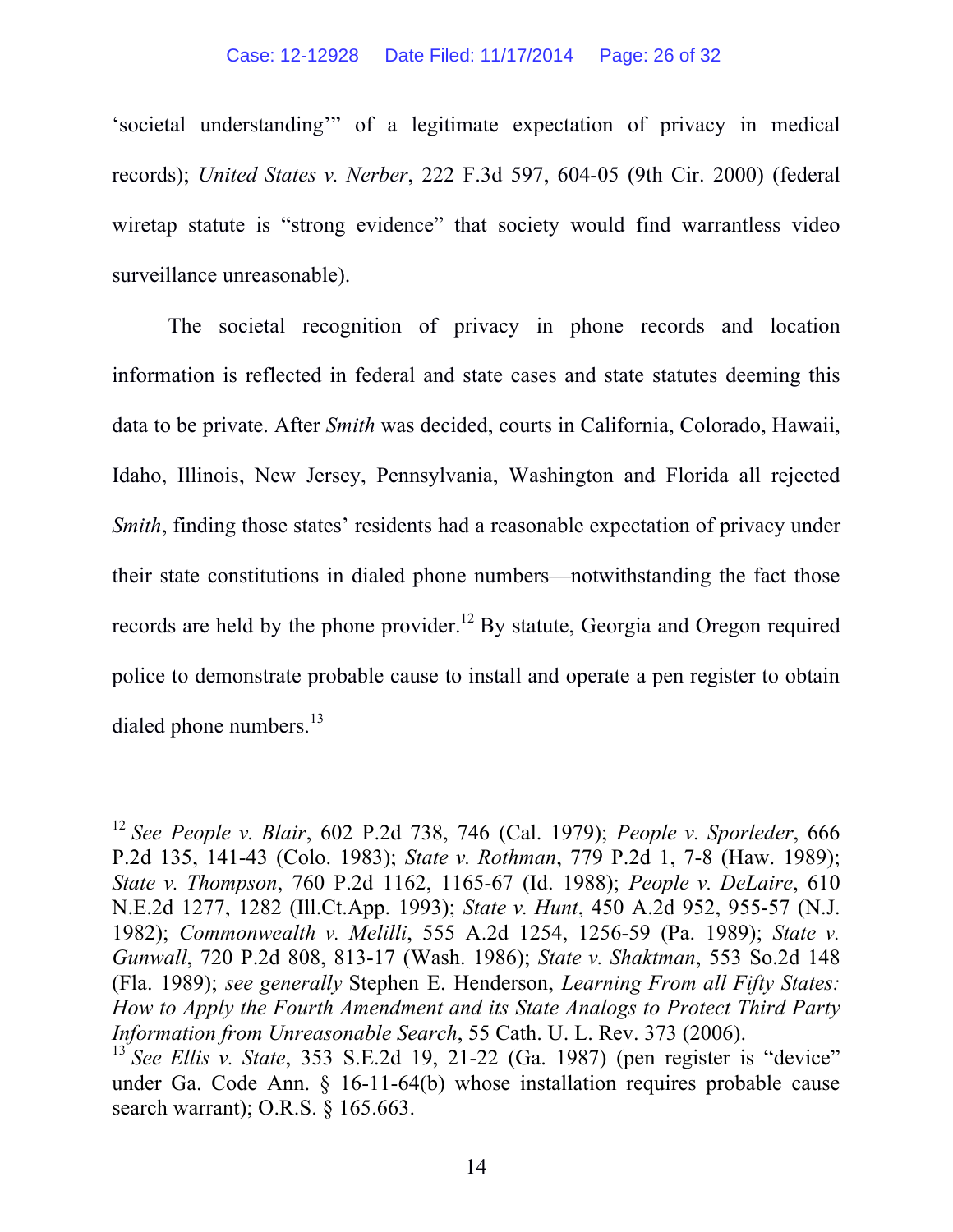'societal understanding'" of a legitimate expectation of privacy in medical records); *United States v. Nerber*, 222 F.3d 597, 604-05 (9th Cir. 2000) (federal wiretap statute is "strong evidence" that society would find warrantless video surveillance unreasonable).

The societal recognition of privacy in phone records and location information is reflected in federal and state cases and state statutes deeming this data to be private. After *Smith* was decided, courts in California, Colorado, Hawaii, Idaho, Illinois, New Jersey, Pennsylvania, Washington and Florida all rejected *Smith*, finding those states' residents had a reasonable expectation of privacy under their state constitutions in dialed phone numbers—notwithstanding the fact those records are held by the phone provider.[12] By statute, Georgia and Oregon required police to demonstrate probable cause to install and operate a pen register to obtain dialed phone numbers.[13]

---

[12] *See People v. Blair*, 602 P.2d 738, 746 (Cal. 1979); *People v. Sporleder*, 666 P.2d 135, 141-43 (Colo. 1983); *State v. Rothman*, 779 P.2d 1, 7-8 (Haw. 1989); *State v. Thompson*, 760 P.2d 1162, 1165-67 (Id. 1988); *People v. DeLaire*, 610 N.E.2d 1277, 1282 (Ill.Ct.App. 1993); *State v. Hunt*, 450 A.2d 952, 955-57 (N.J. 1982); *Commonwealth v. Melilli*, 555 A.2d 1254, 1256-59 (Pa. 1989); *State v. Gunwall*, 720 P.2d 808, 813-17 (Wash. 1986); *State v. Shaktman*, 553 So.2d 148 (Fla. 1989); *see generally* Stephen E. Henderson, *Learning From all Fifty States: How to Apply the Fourth Amendment and its State Analogs to Protect Third Party Information from Unreasonable Search*, 55 Cath. U. L. Rev. 373 (2006).

[13] *See Ellis v. State*, 353 S.E.2d 19, 21-22 (Ga. 1987) (pen register is "device" under Ga. Code Ann. § 16-11-64(b) whose installation requires probable cause search warrant); O.R.S. § 165.663.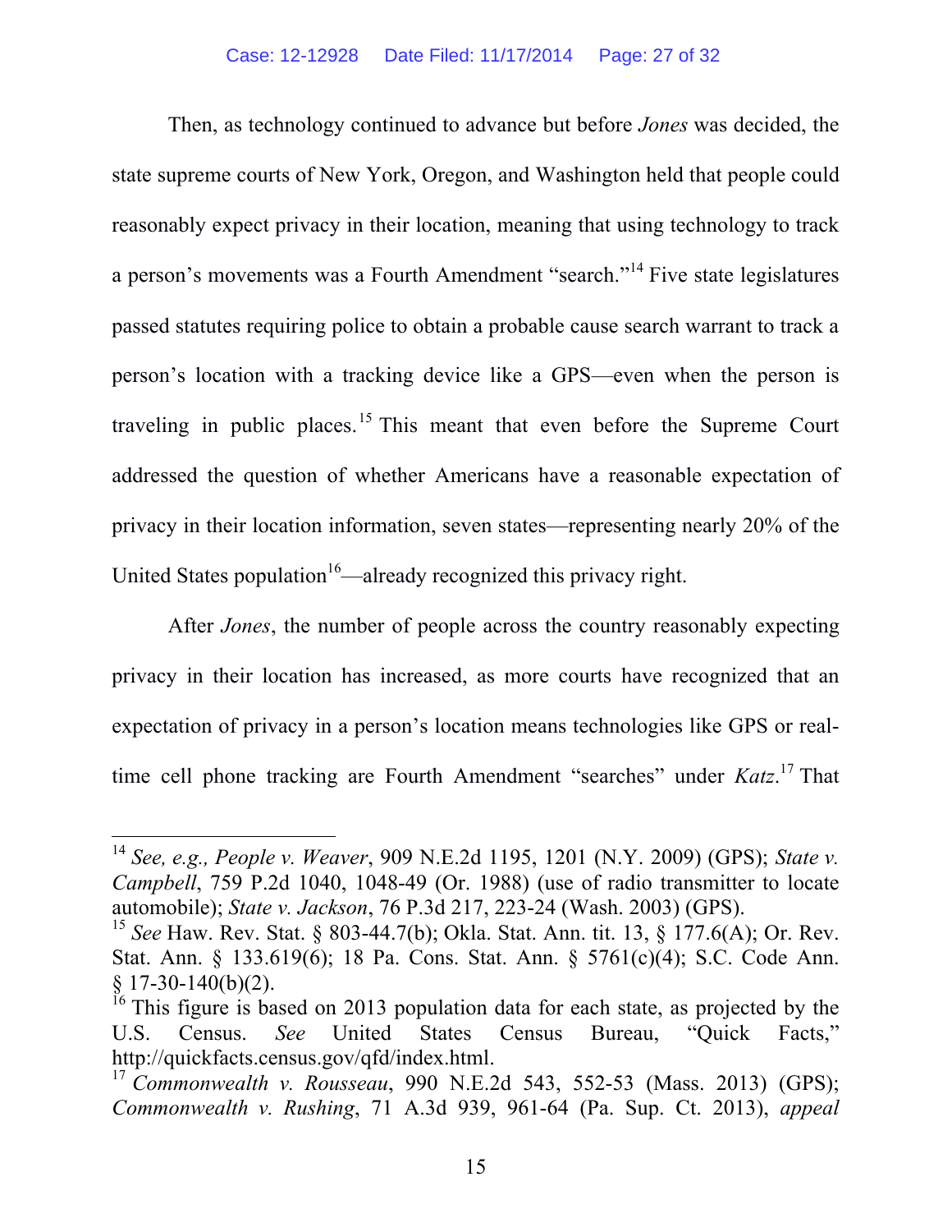Then, as technology continued to advance but before *Jones* was decided, the state supreme courts of New York, Oregon, and Washington held that people could reasonably expect privacy in their location, meaning that using technology to track a person's movements was a Fourth Amendment "search."[14] Five state legislatures passed statutes requiring police to obtain a probable cause search warrant to track a person's location with a tracking device like a GPS—even when the person is traveling in public places.[15] This meant that even before the Supreme Court addressed the question of whether Americans have a reasonable expectation of privacy in their location information, seven states—representing nearly 20% of the United States population[16]—already recognized this privacy right.

After *Jones*, the number of people across the country reasonably expecting privacy in their location has increased, as more courts have recognized that an expectation of privacy in a person's location means technologies like GPS or real-time cell phone tracking are Fourth Amendment "searches" under *Katz*.[17] That

---

[14] *See, e.g., People v. Weaver*, 909 N.E.2d 1195, 1201 (N.Y. 2009) (GPS); *State v. Campbell*, 759 P.2d 1040, 1048-49 (Or. 1988) (use of radio transmitter to locate automobile); *State v. Jackson*, 76 P.3d 217, 223-24 (Wash. 2003) (GPS).

[15] *See* Haw. Rev. Stat. § 803-44.7(b); Okla. Stat. Ann. tit. 13, § 177.6(A); Or. Rev. Stat. Ann. § 133.619(6); 18 Pa. Cons. Stat. Ann. § 5761(c)(4); S.C. Code Ann. § 17-30-140(b)(2).

[16] This figure is based on 2013 population data for each state, as projected by the U.S. Census. *See* United States Census Bureau, "Quick Facts," http://quickfacts.census.gov/qfd/index.html.

[17] *Commonwealth v. Rousseau*, 990 N.E.2d 543, 552-53 (Mass. 2013) (GPS); *Commonwealth v. Rushing*, 71 A.3d 939, 961-64 (Pa. Sup. Ct. 2013), *appeal*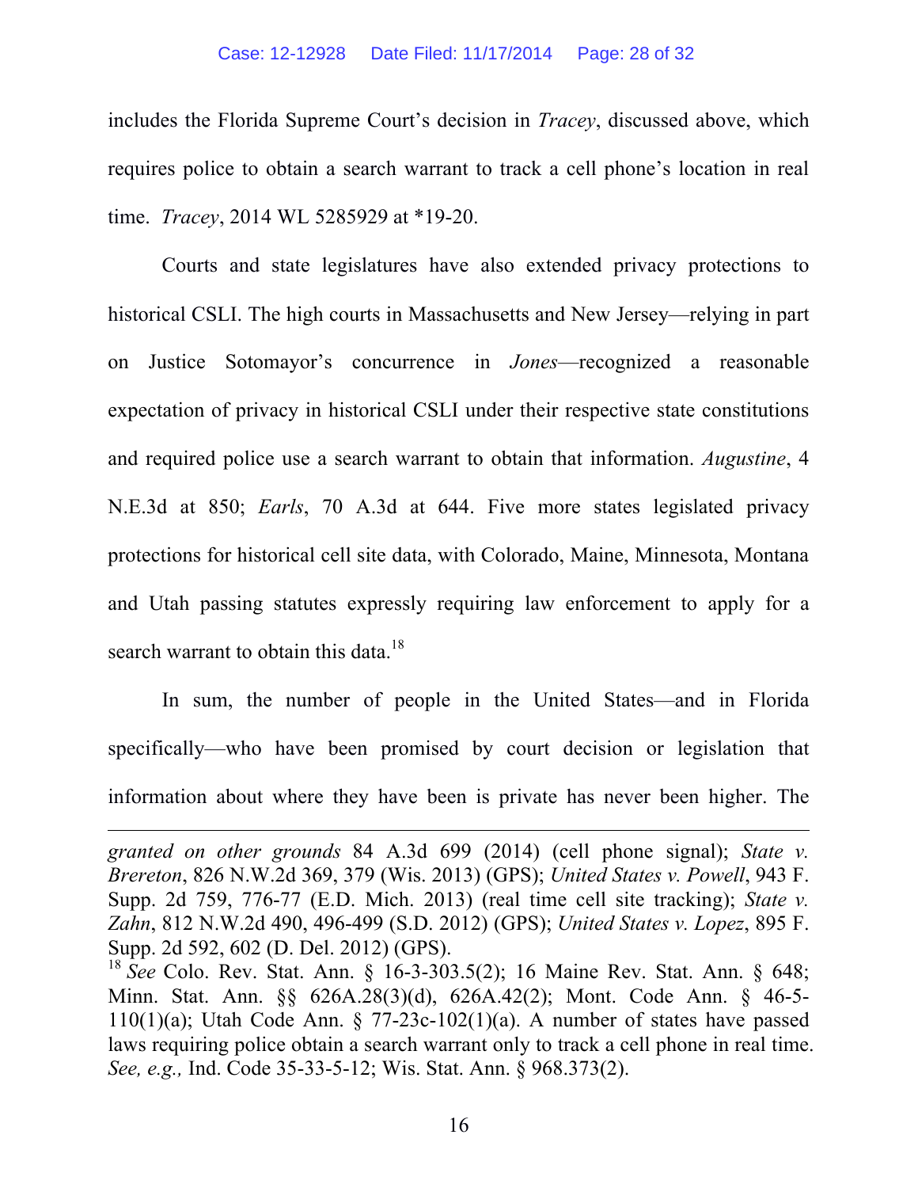includes the Florida Supreme Court's decision in *Tracey*, discussed above, which requires police to obtain a search warrant to track a cell phone's location in real time. *Tracey*, 2014 WL 5285929 at *19-20.

Courts and state legislatures have also extended privacy protections to historical CSLI. The high courts in Massachusetts and New Jersey—relying in part on Justice Sotomayor's concurrence in *Jones*—recognized a reasonable expectation of privacy in historical CSLI under their respective state constitutions and required police use a search warrant to obtain that information. *Augustine*, 4 N.E.3d at 850; *Earls*, 70 A.3d at 644. Five more states legislated privacy protections for historical cell site data, with Colorado, Maine, Minnesota, Montana and Utah passing statutes expressly requiring law enforcement to apply for a search warrant to obtain this data.[18]

In sum, the number of people in the United States—and in Florida specifically—who have been promised by court decision or legislation that information about where they have been is private has never been higher. The

---

*granted on other grounds* 84 A.3d 699 (2014) (cell phone signal); *State v. Brereton*, 826 N.W.2d 369, 379 (Wis. 2013) (GPS); *United States v. Powell*, 943 F. Supp. 2d 759, 776-77 (E.D. Mich. 2013) (real time cell site tracking); *State v. Zahn*, 812 N.W.2d 490, 496-499 (S.D. 2012) (GPS); *United States v. Lopez*, 895 F. Supp. 2d 592, 602 (D. Del. 2012) (GPS).

[18] *See* Colo. Rev. Stat. Ann. § 16-3-303.5(2); 16 Maine Rev. Stat. Ann. § 648; Minn. Stat. Ann. §§ 626A.28(3)(d), 626A.42(2); Mont. Code Ann. § 46-5-110(1)(a); Utah Code Ann. § 77-23c-102(1)(a). A number of states have passed laws requiring police obtain a search warrant only to track a cell phone in real time. *See, e.g.,* Ind. Code 35-33-5-12; Wis. Stat. Ann. § 968.373(2).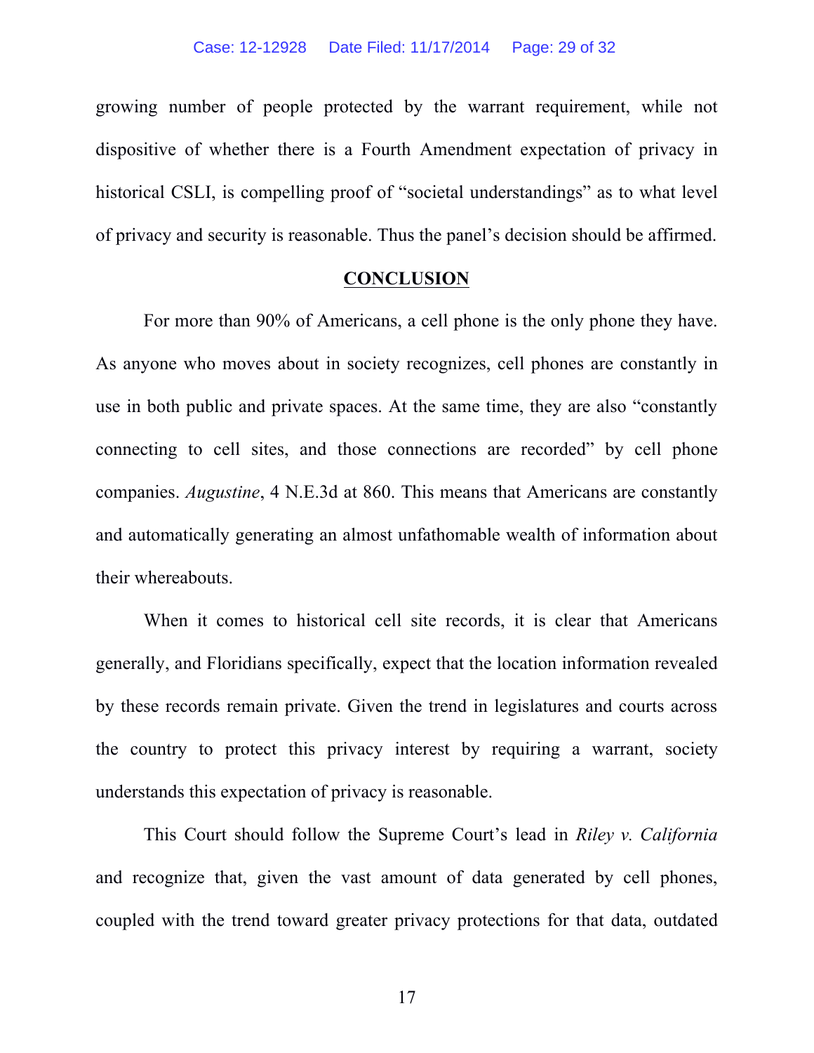growing number of people protected by the warrant requirement, while not dispositive of whether there is a Fourth Amendment expectation of privacy in historical CSLI, is compelling proof of "societal understandings" as to what level of privacy and security is reasonable. Thus the panel's decision should be affirmed.

## CONCLUSION

For more than 90% of Americans, a cell phone is the only phone they have. As anyone who moves about in society recognizes, cell phones are constantly in use in both public and private spaces. At the same time, they are also "constantly connecting to cell sites, and those connections are recorded" by cell phone companies. *Augustine*, 4 N.E.3d at 860. This means that Americans are constantly and automatically generating an almost unfathomable wealth of information about their whereabouts.

When it comes to historical cell site records, it is clear that Americans generally, and Floridians specifically, expect that the location information revealed by these records remain private. Given the trend in legislatures and courts across the country to protect this privacy interest by requiring a warrant, society understands this expectation of privacy is reasonable.

This Court should follow the Supreme Court's lead in *Riley v. California* and recognize that, given the vast amount of data generated by cell phones, coupled with the trend toward greater privacy protections for that data, outdated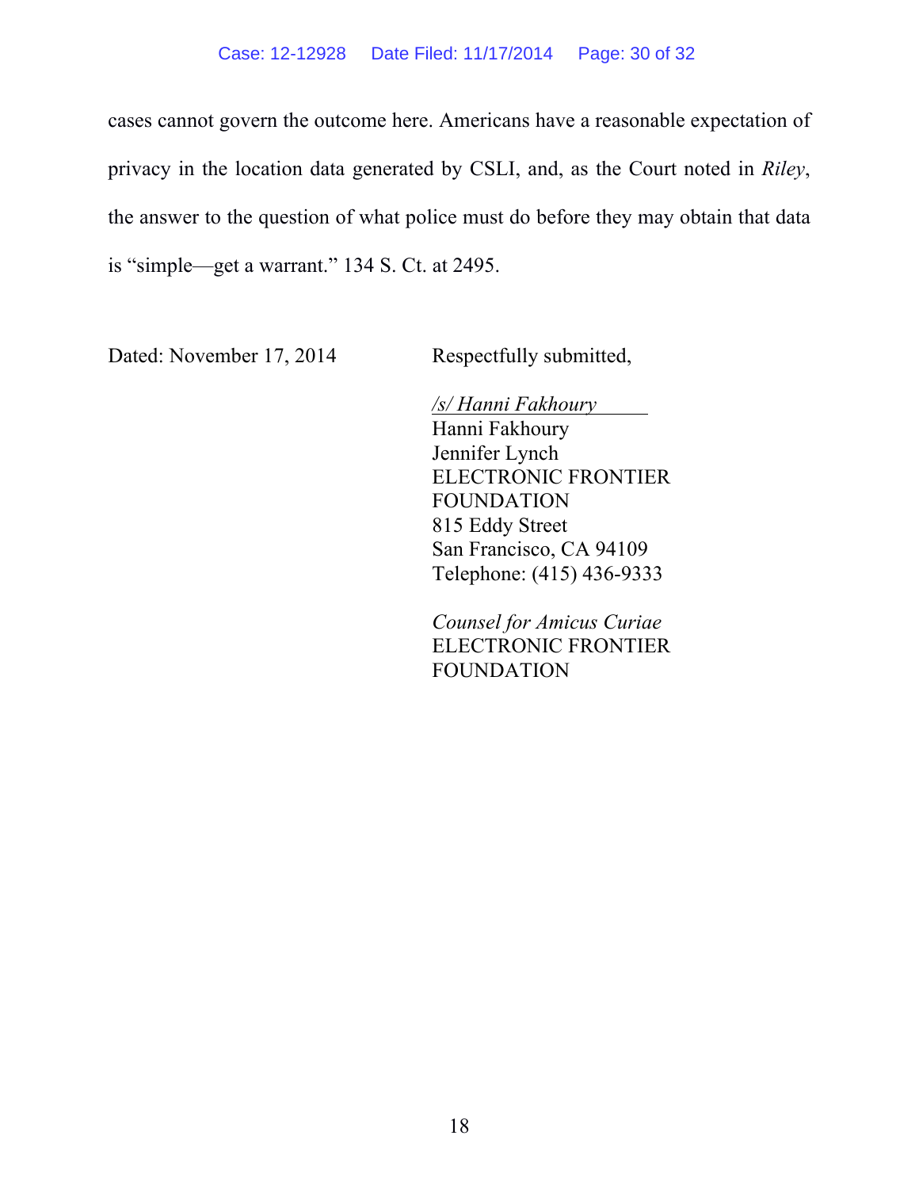cases cannot govern the outcome here. Americans have a reasonable expectation of privacy in the location data generated by CSLI, and, as the Court noted in *Riley*, the answer to the question of what police must do before they may obtain that data is "simple—get a warrant." 134 S. Ct. at 2495.

Dated: November 17, 2014

Respectfully submitted,

*/s/ Hanni Fakhoury*
Hanni Fakhoury
Jennifer Lynch
ELECTRONIC FRONTIER FOUNDATION
815 Eddy Street
San Francisco, CA 94109
Telephone: (415) 436-9333

*Counsel for Amicus Curiae*
ELECTRONIC FRONTIER FOUNDATION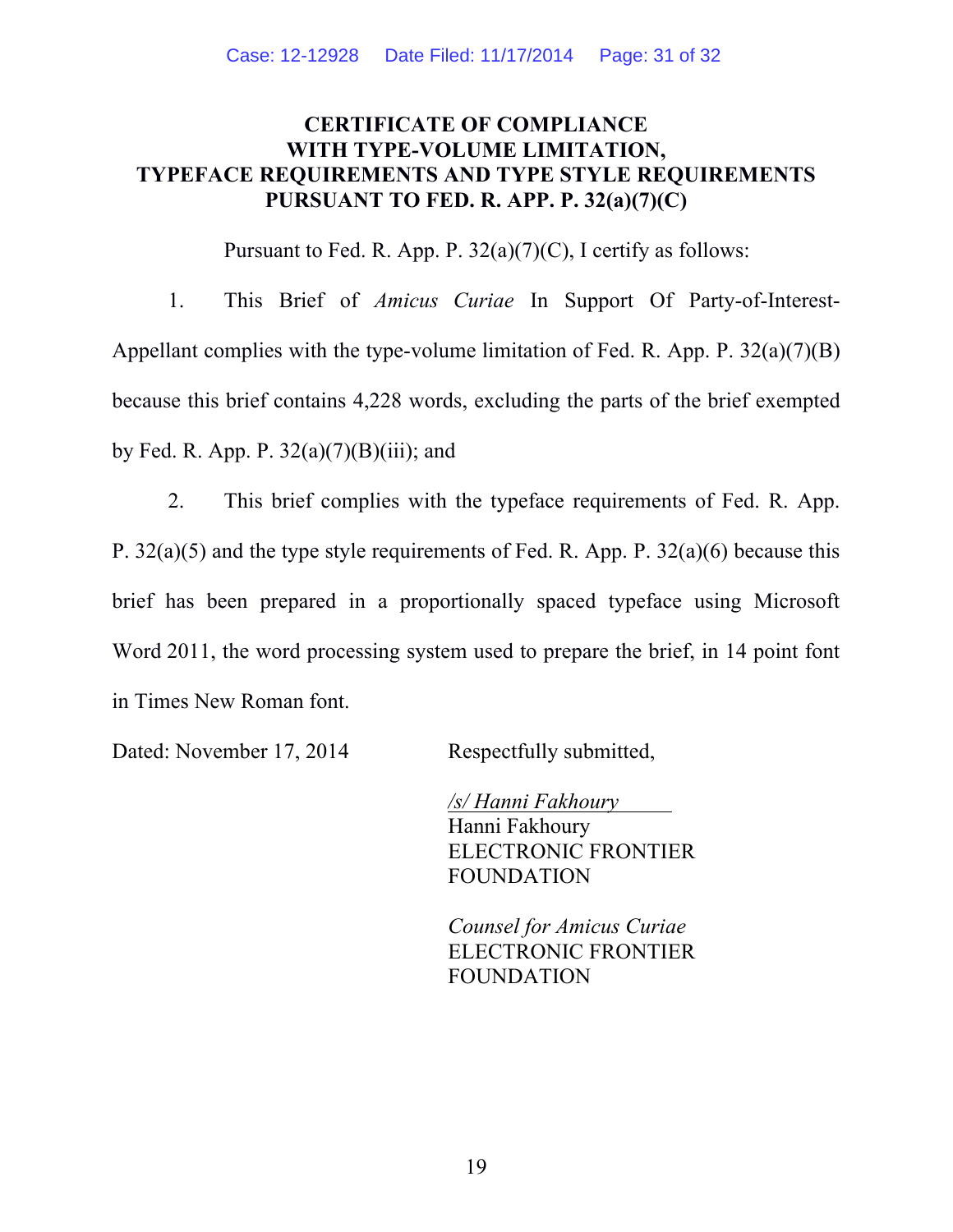# CERTIFICATE OF COMPLIANCE WITH TYPE-VOLUME LIMITATION, TYPEFACE REQUIREMENTS AND TYPE STYLE REQUIREMENTS PURSUANT TO FED. R. APP. P. 32(a)(7)(C)

Pursuant to Fed. R. App. P. 32(a)(7)(C), I certify as follows:

1. This Brief of *Amicus Curiae* In Support Of Party-of-Interest-Appellant complies with the type-volume limitation of Fed. R. App. P. 32(a)(7)(B) because this brief contains 4,228 words, excluding the parts of the brief exempted by Fed. R. App. P. 32(a)(7)(B)(iii); and

2. This brief complies with the typeface requirements of Fed. R. App. P. 32(a)(5) and the type style requirements of Fed. R. App. P. 32(a)(6) because this brief has been prepared in a proportionally spaced typeface using Microsoft Word 2011, the word processing system used to prepare the brief, in 14 point font in Times New Roman font.

Dated: November 17, 2014

Respectfully submitted,

*/s/ Hanni Fakhoury*
Hanni Fakhoury
ELECTRONIC FRONTIER FOUNDATION

*Counsel for Amicus Curiae*
ELECTRONIC FRONTIER FOUNDATION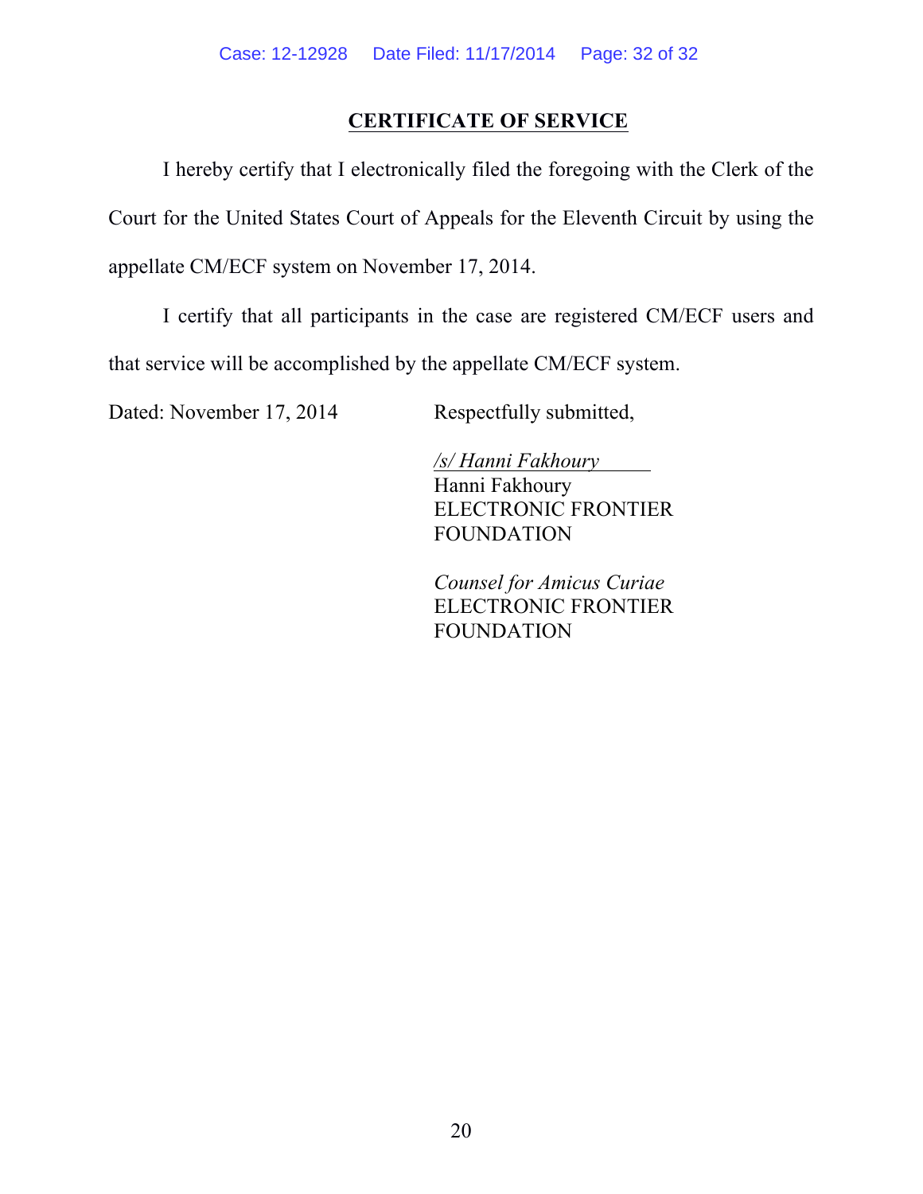## CERTIFICATE OF SERVICE

I hereby certify that I electronically filed the foregoing with the Clerk of the Court for the United States Court of Appeals for the Eleventh Circuit by using the appellate CM/ECF system on November 17, 2014.

I certify that all participants in the case are registered CM/ECF users and that service will be accomplished by the appellate CM/ECF system.

Dated: November 17, 2014

Respectfully submitted,

*/s/ Hanni Fakhoury*
Hanni Fakhoury
ELECTRONIC FRONTIER FOUNDATION

*Counsel for Amicus Curiae*
ELECTRONIC FRONTIER FOUNDATION